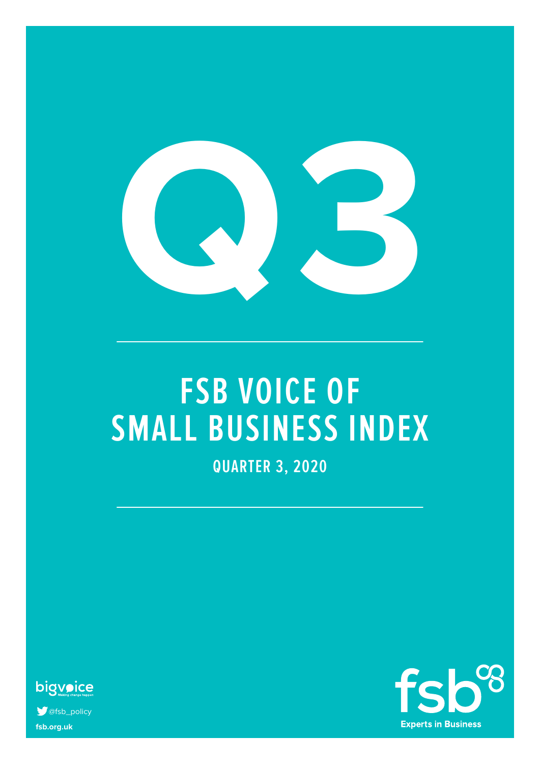# Q3

# FSB VOICE OF SMALL BUSINESS INDEX

## QUARTER 3, 2020

bigvoice
Making change happen

@fsb_policy

fsb.org.uk

fsb
Experts in Business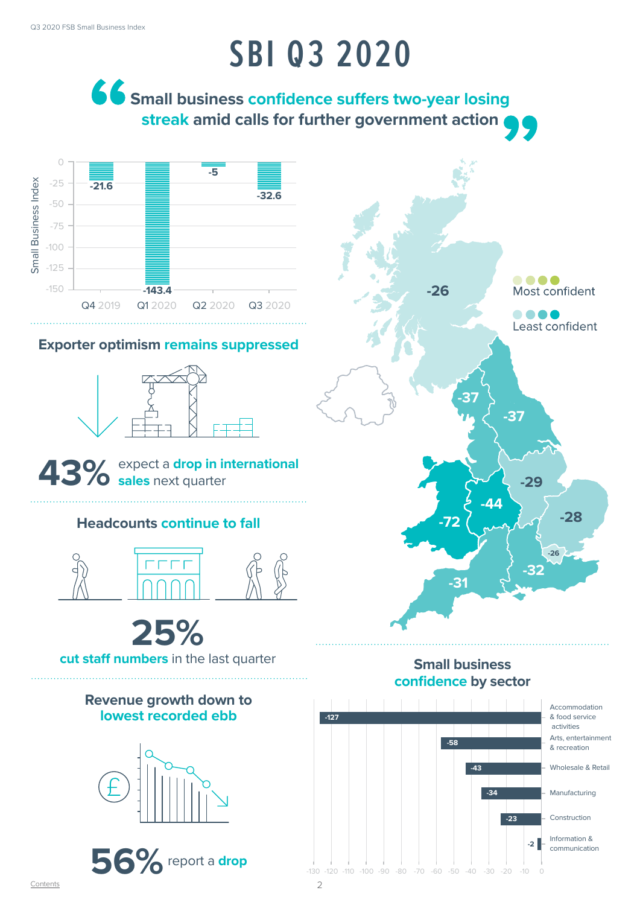# SBI Q3 2020

> **Small business confidence suffers two-year losing streak amid calls for further government action**

Small Business Index

0
-25
-50
-75
-100
-125
-150

-21.6
-143.4
-5
-32.6

Q4 2019 Q1 2020 Q2 2020 Q3 2020

-26
-37
-37
-29
-44
-72
-28
-26
-31
-32

Most confident

Least confident

## Exporter optimism remains suppressed

**43%** expect a **drop in international sales** next quarter

## Headcounts continue to fall

**25%**

**cut staff numbers** in the last quarter

## Revenue growth down to lowest recorded ebb

**56%** report a **drop**

## Small business confidence by sector

-127 Accommodation & food service activities
-58 Arts, entertainment & recreation
-43 Wholesale & Retail
-34 Manufacturing
-23 Construction
-2 Information & communication

-130 -120 -110 -100 -90 -80 -70 -60 -50 -40 -30 -20 -10 0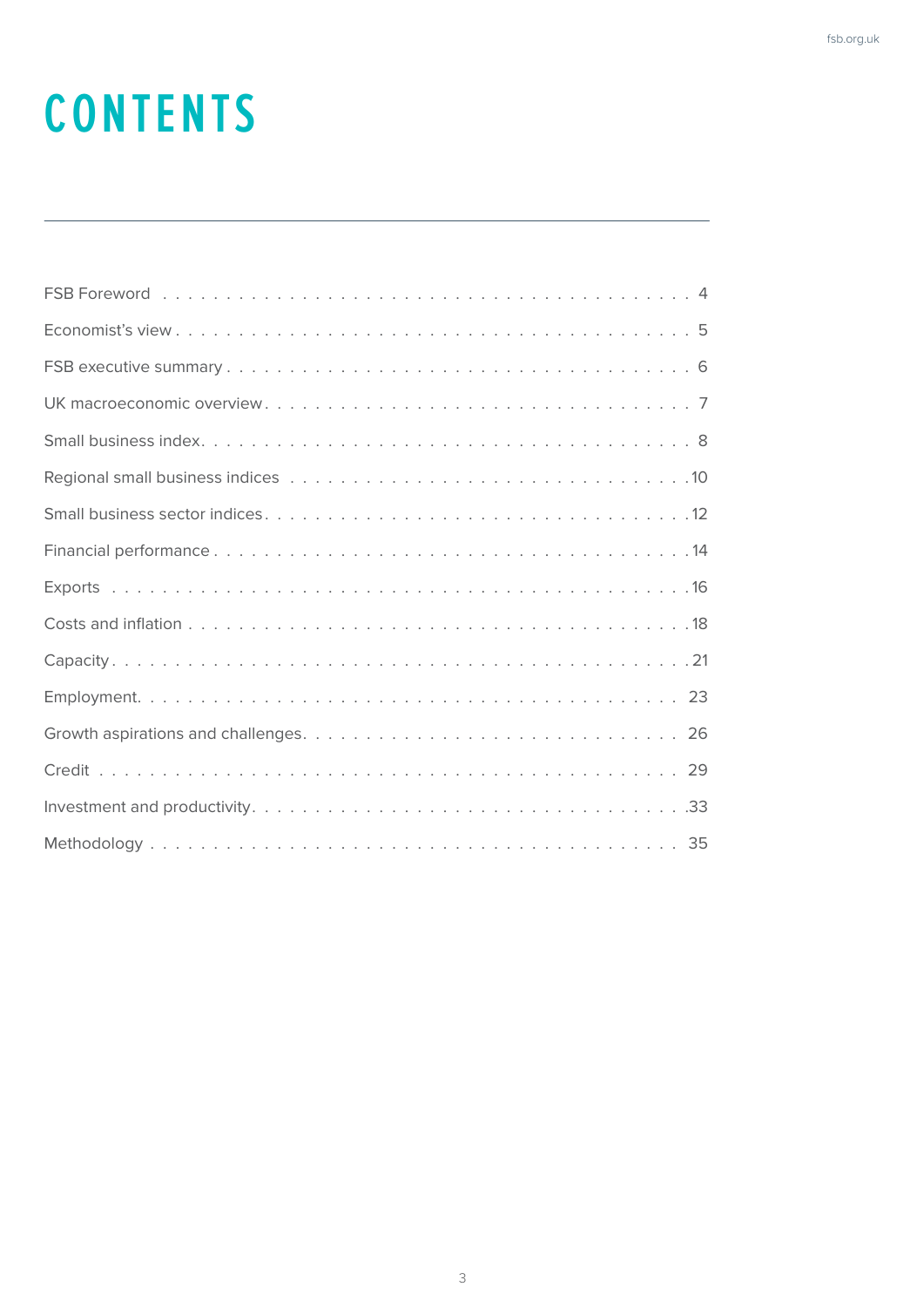# CONTENTS

| | |
|---|---|
| FSB Foreword | 4 |
| Economist's view | 5 |
| FSB executive summary | 6 |
| UK macroeconomic overview | 7 |
| Small business index | 8 |
| Regional small business indices | 10 |
| Small business sector indices | 12 |
| Financial performance | 14 |
| Exports | 16 |
| Costs and inflation | 18 |
| Capacity | 21 |
| Employment | 23 |
| Growth aspirations and challenges | 26 |
| Credit | 29 |
| Investment and productivity | 33 |
| Methodology | 35 |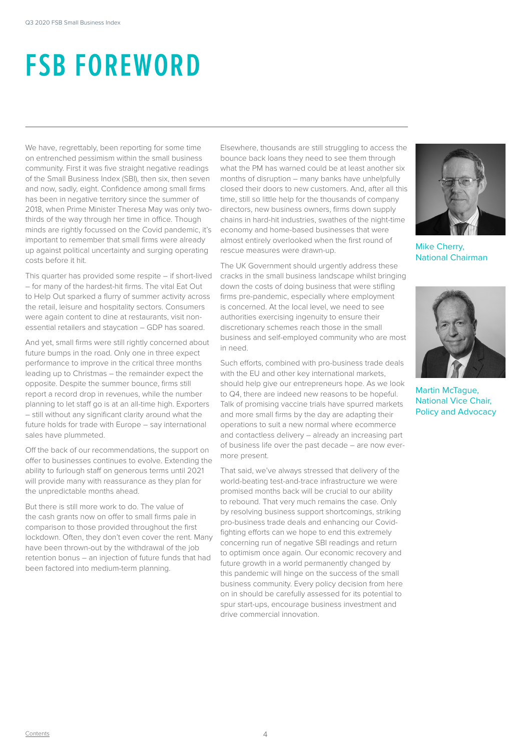# FSB FOREWORD

We have, regrettably, been reporting for some time on entrenched pessimism within the small business community. First it was five straight negative readings of the Small Business Index (SBI), then six, then seven and now, sadly, eight. Confidence among small firms has been in negative territory since the summer of 2018, when Prime Minister Theresa May was only two-thirds of the way through her time in office. Though minds are rightly focussed on the Covid pandemic, it's important to remember that small firms were already up against political uncertainty and surging operating costs before it hit.

This quarter has provided some respite – if short-lived – for many of the hardest-hit firms. The vital Eat Out to Help Out sparked a flurry of summer activity across the retail, leisure and hospitality sectors. Consumers were again content to dine at restaurants, visit non-essential retailers and staycation – GDP has soared.

And yet, small firms were still rightly concerned about future bumps in the road. Only one in three expect performance to improve in the critical three months leading up to Christmas – the remainder expect the opposite. Despite the summer bounce, firms still report a record drop in revenues, while the number planning to let staff go is at an all-time high. Exporters – still without any significant clarity around what the future holds for trade with Europe – say international sales have plummeted.

Off the back of our recommendations, the support on offer to businesses continues to evolve. Extending the ability to furlough staff on generous terms until 2021 will provide many with reassurance as they plan for the unpredictable months ahead.

But there is still more work to do. The value of the cash grants now on offer to small firms pale in comparison to those provided throughout the first lockdown. Often, they don't even cover the rent. Many have been thrown-out by the withdrawal of the job retention bonus – an injection of future funds that had been factored into medium-term planning.

Elsewhere, thousands are still struggling to access the bounce back loans they need to see them through what the PM has warned could be at least another six months of disruption – many banks have unhelpfully closed their doors to new customers. And, after all this time, still so little help for the thousands of company directors, new business owners, firms down supply chains in hard-hit industries, swathes of the night-time economy and home-based businesses that were almost entirely overlooked when the first round of rescue measures were drawn-up.

The UK Government should urgently address these cracks in the small business landscape whilst bringing down the costs of doing business that were stifling firms pre-pandemic, especially where employment is concerned. At the local level, we need to see authorities exercising ingenuity to ensure their discretionary schemes reach those in the small business and self-employed community who are most in need.

Such efforts, combined with pro-business trade deals with the EU and other key international markets, should help give our entrepreneurs hope. As we look to Q4, there are indeed new reasons to be hopeful. Talk of promising vaccine trials have spurred markets and more small firms by the day are adapting their operations to suit a new normal where ecommerce and contactless delivery – already an increasing part of business life over the past decade – are now ever-more present.

That said, we've always stressed that delivery of the world-beating test-and-trace infrastructure we were promised months back will be crucial to our ability to rebound. That very much remains the case. Only by resolving business support shortcomings, striking pro-business trade deals and enhancing our Covid-fighting efforts can we hope to end this extremely concerning run of negative SBI readings and return to optimism once again. Our economic recovery and future growth in a world permanently changed by this pandemic will hinge on the success of the small business community. Every policy decision from here on in should be carefully assessed for its potential to spur start-ups, encourage business investment and drive commercial innovation.

Mike Cherry,
National Chairman

Martin McTague,
National Vice Chair,
Policy and Advocacy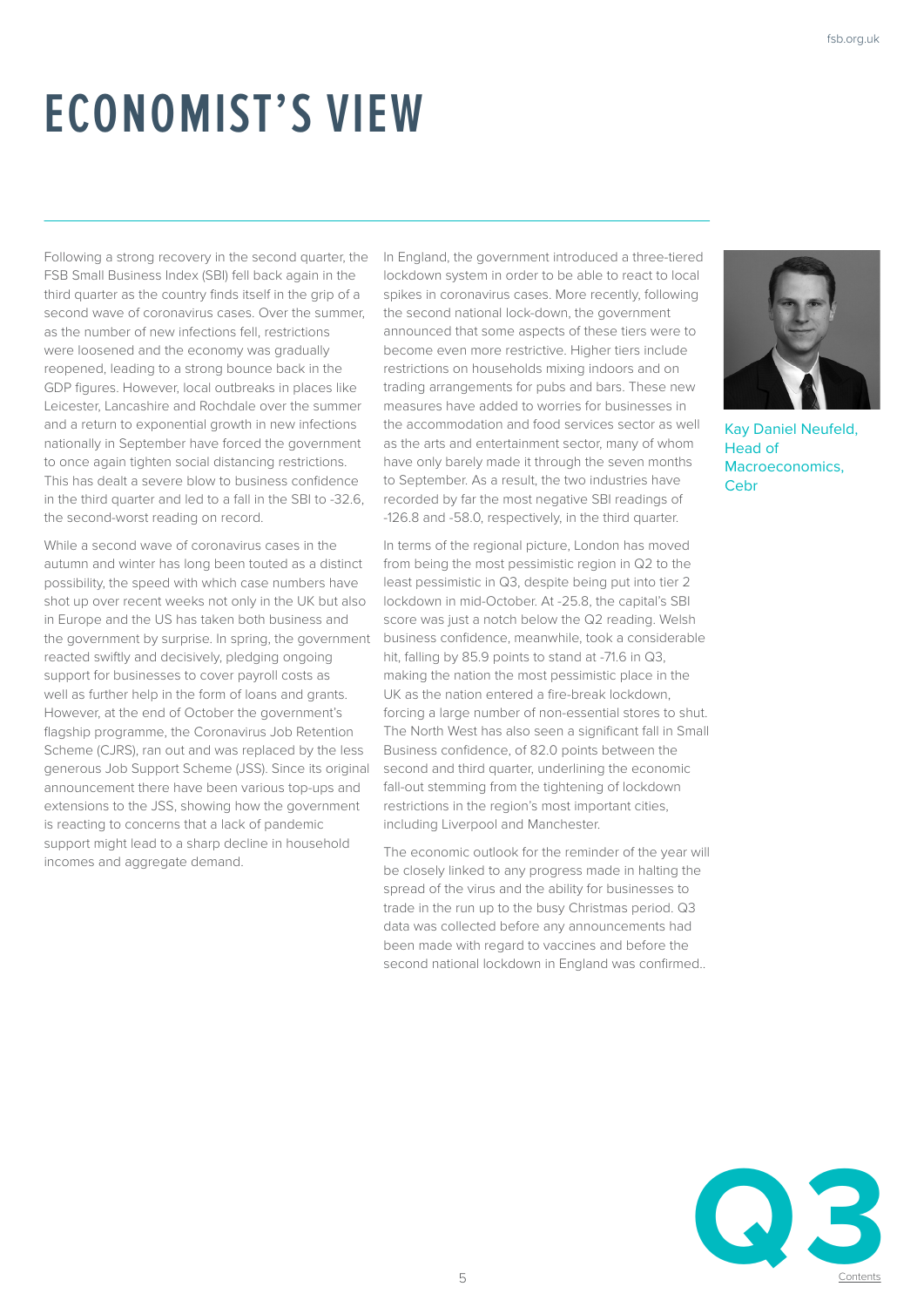# ECONOMIST'S VIEW

Following a strong recovery in the second quarter, the FSB Small Business Index (SBI) fell back again in the third quarter as the country finds itself in the grip of a second wave of coronavirus cases. Over the summer, as the number of new infections fell, restrictions were loosened and the economy was gradually reopened, leading to a strong bounce back in the GDP figures. However, local outbreaks in places like Leicester, Lancashire and Rochdale over the summer and a return to exponential growth in new infections nationally in September have forced the government to once again tighten social distancing restrictions. This has dealt a severe blow to business confidence in the third quarter and led to a fall in the SBI to -32.6, the second-worst reading on record.

While a second wave of coronavirus cases in the autumn and winter has long been touted as a distinct possibility, the speed with which case numbers have shot up over recent weeks not only in the UK but also in Europe and the US has taken both business and the government by surprise. In spring, the government reacted swiftly and decisively, pledging ongoing support for businesses to cover payroll costs as well as further help in the form of loans and grants. However, at the end of October the government's flagship programme, the Coronavirus Job Retention Scheme (CJRS), ran out and was replaced by the less generous Job Support Scheme (JSS). Since its original announcement there have been various top-ups and extensions to the JSS, showing how the government is reacting to concerns that a lack of pandemic support might lead to a sharp decline in household incomes and aggregate demand.

In England, the government introduced a three-tiered lockdown system in order to be able to react to local spikes in coronavirus cases. More recently, following the second national lock-down, the government announced that some aspects of these tiers were to become even more restrictive. Higher tiers include restrictions on households mixing indoors and on trading arrangements for pubs and bars. These new measures have added to worries for businesses in the accommodation and food services sector as well as the arts and entertainment sector, many of whom have only barely made it through the seven months to September. As a result, the two industries have recorded by far the most negative SBI readings of -126.8 and -58.0, respectively, in the third quarter.

In terms of the regional picture, London has moved from being the most pessimistic region in Q2 to the least pessimistic in Q3, despite being put into tier 2 lockdown in mid-October. At -25.8, the capital's SBI score was just a notch below the Q2 reading. Welsh business confidence, meanwhile, took a considerable hit, falling by 85.9 points to stand at -71.6 in Q3, making the nation the most pessimistic place in the UK as the nation entered a fire-break lockdown, forcing a large number of non-essential stores to shut. The North West has also seen a significant fall in Small Business confidence, of 82.0 points between the second and third quarter, underlining the economic fall-out stemming from the tightening of lockdown restrictions in the region's most important cities, including Liverpool and Manchester.

The economic outlook for the reminder of the year will be closely linked to any progress made in halting the spread of the virus and the ability for businesses to trade in the run up to the busy Christmas period. Q3 data was collected before any announcements had been made with regard to vaccines and before the second national lockdown in England was confirmed..

Kay Daniel Neufeld, Head of Macroeconomics, Cebr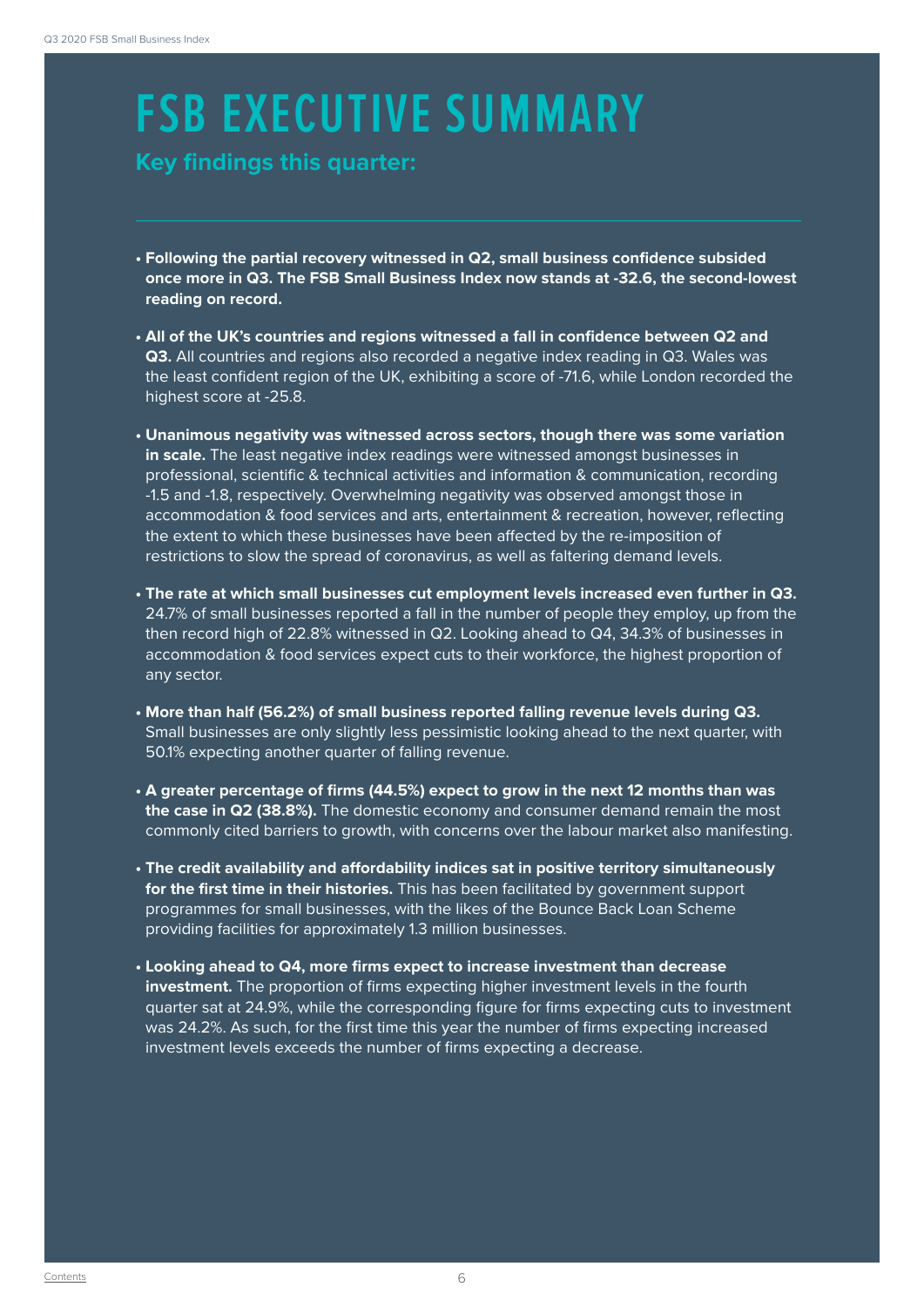# FSB EXECUTIVE SUMMARY

## Key findings this quarter:

- **Following the partial recovery witnessed in Q2, small business confidence subsided once more in Q3. The FSB Small Business Index now stands at -32.6, the second-lowest reading on record.**
- **All of the UK's countries and regions witnessed a fall in confidence between Q2 and Q3.** All countries and regions also recorded a negative index reading in Q3. Wales was the least confident region of the UK, exhibiting a score of -71.6, while London recorded the highest score at -25.8.
- **Unanimous negativity was witnessed across sectors, though there was some variation in scale.** The least negative index readings were witnessed amongst businesses in professional, scientific & technical activities and information & communication, recording -1.5 and -1.8, respectively. Overwhelming negativity was observed amongst those in accommodation & food services and arts, entertainment & recreation, however, reflecting the extent to which these businesses have been affected by the re-imposition of restrictions to slow the spread of coronavirus, as well as faltering demand levels.
- **The rate at which small businesses cut employment levels increased even further in Q3.** 24.7% of small businesses reported a fall in the number of people they employ, up from the then record high of 22.8% witnessed in Q2. Looking ahead to Q4, 34.3% of businesses in accommodation & food services expect cuts to their workforce, the highest proportion of any sector.
- **More than half (56.2%) of small business reported falling revenue levels during Q3.** Small businesses are only slightly less pessimistic looking ahead to the next quarter, with 50.1% expecting another quarter of falling revenue.
- **A greater percentage of firms (44.5%) expect to grow in the next 12 months than was the case in Q2 (38.8%).** The domestic economy and consumer demand remain the most commonly cited barriers to growth, with concerns over the labour market also manifesting.
- **The credit availability and affordability indices sat in positive territory simultaneously for the first time in their histories.** This has been facilitated by government support programmes for small businesses, with the likes of the Bounce Back Loan Scheme providing facilities for approximately 1.3 million businesses.
- **Looking ahead to Q4, more firms expect to increase investment than decrease investment.** The proportion of firms expecting higher investment levels in the fourth quarter sat at 24.9%, while the corresponding figure for firms expecting cuts to investment was 24.2%. As such, for the first time this year the number of firms expecting increased investment levels exceeds the number of firms expecting a decrease.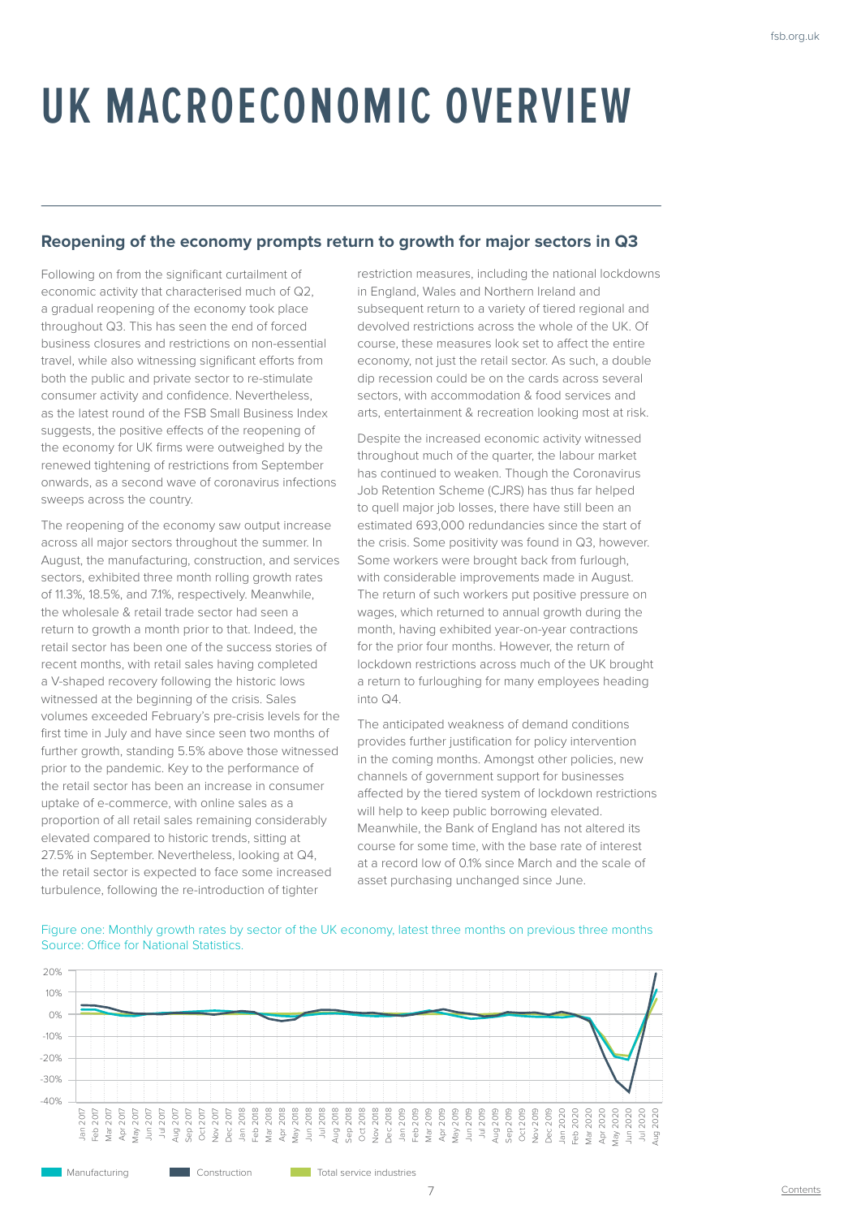# UK MACROECONOMIC OVERVIEW

## Reopening of the economy prompts return to growth for major sectors in Q3

Following on from the significant curtailment of economic activity that characterised much of Q2, a gradual reopening of the economy took place throughout Q3. This has seen the end of forced business closures and restrictions on non-essential travel, while also witnessing significant efforts from both the public and private sector to re-stimulate consumer activity and confidence. Nevertheless, as the latest round of the FSB Small Business Index suggests, the positive effects of the reopening of the economy for UK firms were outweighed by the renewed tightening of restrictions from September onwards, as a second wave of coronavirus infections sweeps across the country.

The reopening of the economy saw output increase across all major sectors throughout the summer. In August, the manufacturing, construction, and services sectors, exhibited three month rolling growth rates of 11.3%, 18.5%, and 7.1%, respectively. Meanwhile, the wholesale & retail trade sector had seen a return to growth a month prior to that. Indeed, the retail sector has been one of the success stories of recent months, with retail sales having completed a V-shaped recovery following the historic lows witnessed at the beginning of the crisis. Sales volumes exceeded February's pre-crisis levels for the first time in July and have since seen two months of further growth, standing 5.5% above those witnessed prior to the pandemic. Key to the performance of the retail sector has been an increase in consumer uptake of e-commerce, with online sales as a proportion of all retail sales remaining considerably elevated compared to historic trends, sitting at 27.5% in September. Nevertheless, looking at Q4, the retail sector is expected to face some increased turbulence, following the re-introduction of tighter restriction measures, including the national lockdowns in England, Wales and Northern Ireland and subsequent return to a variety of tiered regional and devolved restrictions across the whole of the UK. Of course, these measures look set to affect the entire economy, not just the retail sector. As such, a double dip recession could be on the cards across several sectors, with accommodation & food services and arts, entertainment & recreation looking most at risk.

Despite the increased economic activity witnessed throughout much of the quarter, the labour market has continued to weaken. Though the Coronavirus Job Retention Scheme (CJRS) has thus far helped to quell major job losses, there have still been an estimated 693,000 redundancies since the start of the crisis. Some positivity was found in Q3, however. Some workers were brought back from furlough, with considerable improvements made in August. The return of such workers put positive pressure on wages, which returned to annual growth during the month, having exhibited year-on-year contractions for the prior four months. However, the return of lockdown restrictions across much of the UK brought a return to furloughing for many employees heading into Q4.

The anticipated weakness of demand conditions provides further justification for policy intervention in the coming months. Amongst other policies, new channels of government support for businesses affected by the tiered system of lockdown restrictions will help to keep public borrowing elevated. Meanwhile, the Bank of England has not altered its course for some time, with the base rate of interest at a record low of 0.1% since March and the scale of asset purchasing unchanged since June.

Figure one: Monthly growth rates by sector of the UK economy, latest three months on previous three months
Source: Office for National Statistics.

20%
10%
0%
-10%
-20%
-30%
-40%

Jan 2017, Feb 2017, Mar 2017, Apr 2017, May 2017, Jun 2017, Jul 2017, Aug 2017, Sep 2017, Oct 2017, Nov 2017, Dec 2017, Jan 2018, Feb 2018, Mar 2018, Apr 2018, May 2018, Jun 2018, Jul 2018, Aug 2018, Sep 2018, Oct 2018, Nov 2018, Dec 2018, Jan 2019, Feb 2019, Mar 2019, Apr 2019, May 2019, Jun 2019, Jul 2019, Aug 2019, Sep 2019, Oct 2019, Nov 2019, Dec 2019, Jan 2020, Feb 2020, Mar 2020, Apr 2020, May 2020, Jun 2020, Jul 2020, Aug 2020

Manufacturing
Construction
Total service industries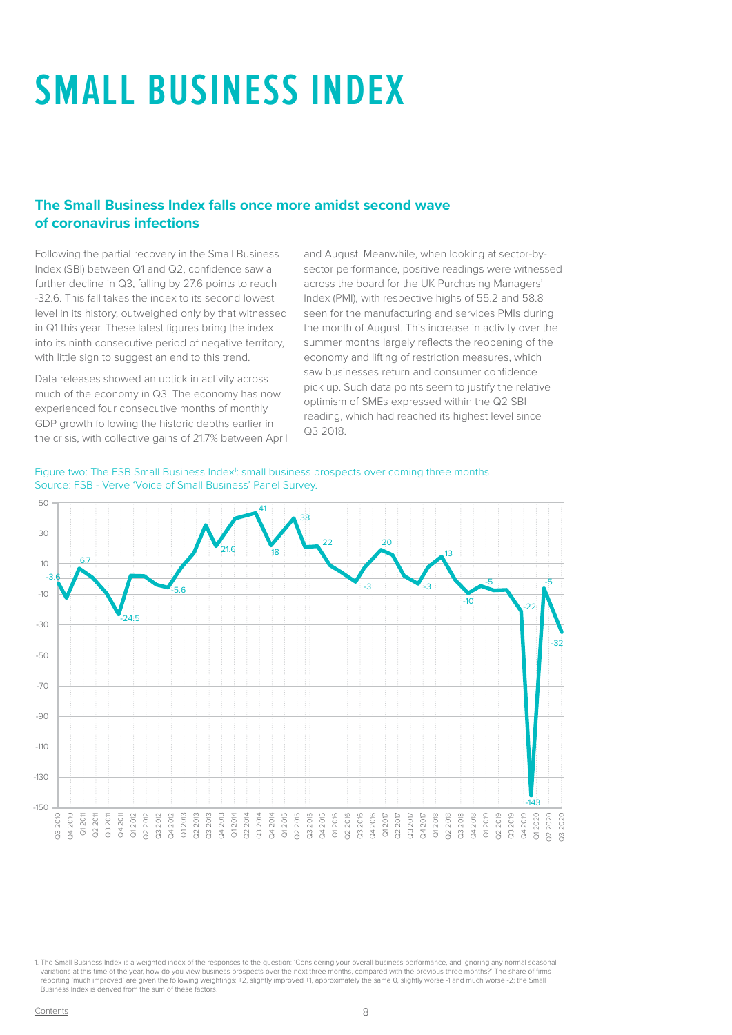# SMALL BUSINESS INDEX

## The Small Business Index falls once more amidst second wave of coronavirus infections

Following the partial recovery in the Small Business Index (SBI) between Q1 and Q2, confidence saw a further decline in Q3, falling by 27.6 points to reach -32.6. This fall takes the index to its second lowest level in its history, outweighed only by that witnessed in Q1 this year. These latest figures bring the index into its ninth consecutive period of negative territory, with little sign to suggest an end to this trend.

Data releases showed an uptick in activity across much of the economy in Q3. The economy has now experienced four consecutive months of monthly GDP growth following the historic depths earlier in the crisis, with collective gains of 21.7% between April and August. Meanwhile, when looking at sector-by-sector performance, positive readings were witnessed across the board for the UK Purchasing Managers' Index (PMI), with respective highs of 55.2 and 58.8 seen for the manufacturing and services PMIs during the month of August. This increase in activity over the summer months largely reflects the reopening of the economy and lifting of restriction measures, which saw businesses return and consumer confidence pick up. Such data points seem to justify the relative optimism of SMEs expressed within the Q2 SBI reading, which had reached its highest level since Q3 2018.

Figure two: The FSB Small Business Index[1]: small business prospects over coming three months
Source: FSB - Verve 'Voice of Small Business' Panel Survey.

50
30
10
-10
-30
-50
-70
-90
-110
-130
-150

-3.6
6.7
-24.5
-5.6
21.6
41
18
38
22
-3
20
-3
13
-10
-5
-22
-143
-5
-32

Q3 2010, Q4 2010, Q1 2011, Q2 2011, Q3 2011, Q4 2011, Q1 2012, Q2 2012, Q3 2012, Q4 2012, Q1 2013, Q2 2013, Q3 2013, Q4 2013, Q1 2014, Q2 2014, Q3 2014, Q4 2014, Q1 2015, Q2 2015, Q3 2015, Q4 2015, Q1 2016, Q2 2016, Q3 2016, Q4 2016, Q1 2017, Q2 2017, Q3 2017, Q4 2017, Q1 2018, Q2 2018, Q3 2018, Q4 2018, Q1 2019, Q2 2019, Q3 2019, Q4 2019, Q1 2020, Q2 2020, Q3 2020

1. The Small Business Index is a weighted index of the responses to the question: 'Considering your overall business performance, and ignoring any normal seasonal variations at this time of the year, how do you view business prospects over the next three months, compared with the previous three months?' The share of firms reporting 'much improved' are given the following weightings: +2, slightly improved +1, approximately the same 0, slightly worse -1 and much worse -2; the Small Business Index is derived from the sum of these factors.

Contents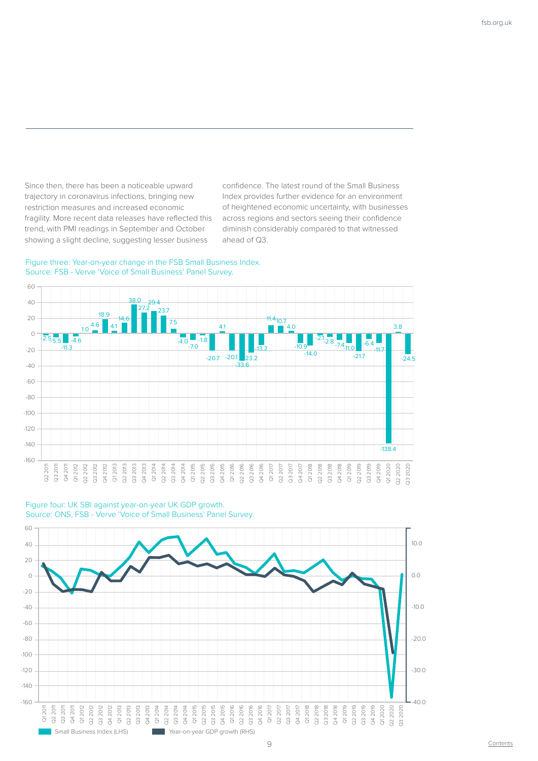Since then, there has been a noticeable upward trajectory in coronavirus infections, bringing new restriction measures and increased economic fragility. More recent data releases have reflected this trend, with PMI readings in September and October showing a slight decline, suggesting lesser business confidence. The latest round of the Small Business Index provides further evidence for an environment of heightened economic uncertainty, with businesses across regions and sectors seeing their confidence diminish considerably compared to that witnessed ahead of Q3.

Figure three: Year-on-year change in the FSB Small Business Index.
Source: FSB - Verve 'Voice of Small Business' Panel Survey.

60
40
20
0
-20
-40
-60
-80
-100
-120
-140
-160

-2.5, -5.5, -11.3, -4.6, 1.0, 4.6, 18.9, 4.1, 14.6, 38.0, 27.2, 29.4, 23.7, 7.5, -4.0, -7.0, -1.8, -20.7, 4.1, -20.1, -33.6, -23.2, -13.2, 11.4, 10.7, 4.0, -10.9, -14.0, -2.1, -2.8, -7.4, -11.0, -21.7, -6.4, -11.7, -138.4, 3.8, -24.5

Q2 2011, Q3 2011, Q4 2011, Q1 2012, Q2 2012, Q3 2012, Q4 2012, Q1 2013, Q2 2013, Q3 2013, Q4 2013, Q1 2014, Q2 2014, Q3 2014, Q4 2014, Q1 2015, Q2 2015, Q3 2015, Q4 2015, Q1 2016, Q2 2016, Q3 2016, Q4 2016, Q1 2017, Q2 2017, Q3 2017, Q4 2017, Q1 2018, Q2 2018, Q3 2018, Q4 2018, Q1 2019, Q2 2019, Q3 2019, Q4 2019, Q1 2020, Q2 2020, Q3 2020

Figure four: UK SBI against year-on-year UK GDP growth.
Source: ONS, FSB - Verve 'Voice of Small Business' Panel Survey.

60
40
20
0
-20
-40
-60
-80
-100
-120
-140
-160

10.0
0.0
-10.0
-20.0
-30.0
-40.0

Q1 2011, Q2 2011, Q3 2011, Q4 2011, Q1 2012, Q2 2012, Q3 2012, Q4 2012, Q1 2013, Q2 2013, Q3 2013, Q4 2013, Q1 2014, Q2 2014, Q3 2014, Q4 2014, Q1 2015, Q2 2015, Q3 2015, Q4 2015, Q1 2016, Q2 2016, Q3 2016, Q4 2016, Q1 2017, Q2 2017, Q3 2017, Q4 2017, Q1 2018, Q2 2018, Q3 2018, Q4 2018, Q1 2019, Q2 2019, Q3 2019, Q4 2019, Q1 2020, Q2 2020, Q3 2020

Small Business Index (LHS)
Year-on-year GDP growth (RHS)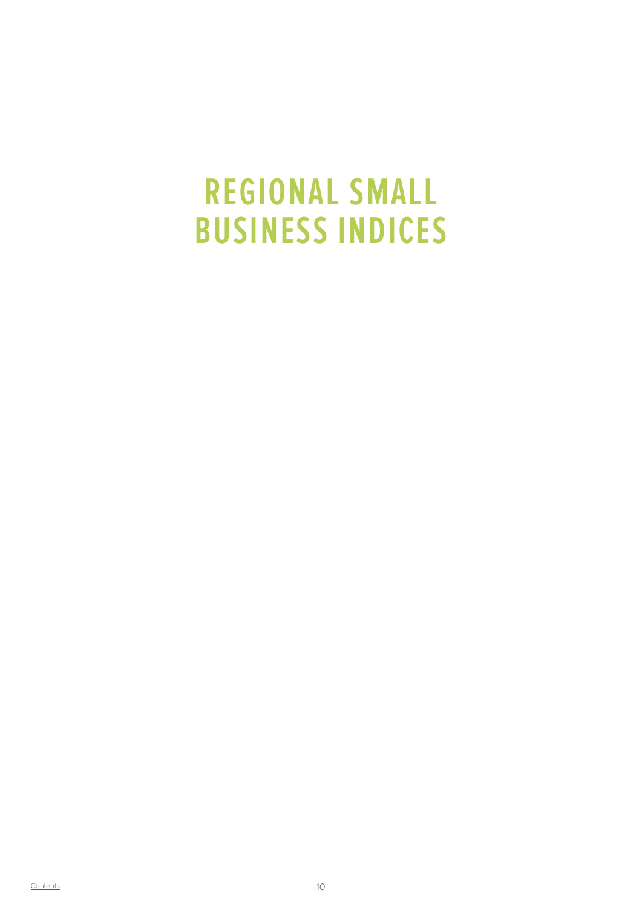# REGIONAL SMALL BUSINESS INDICES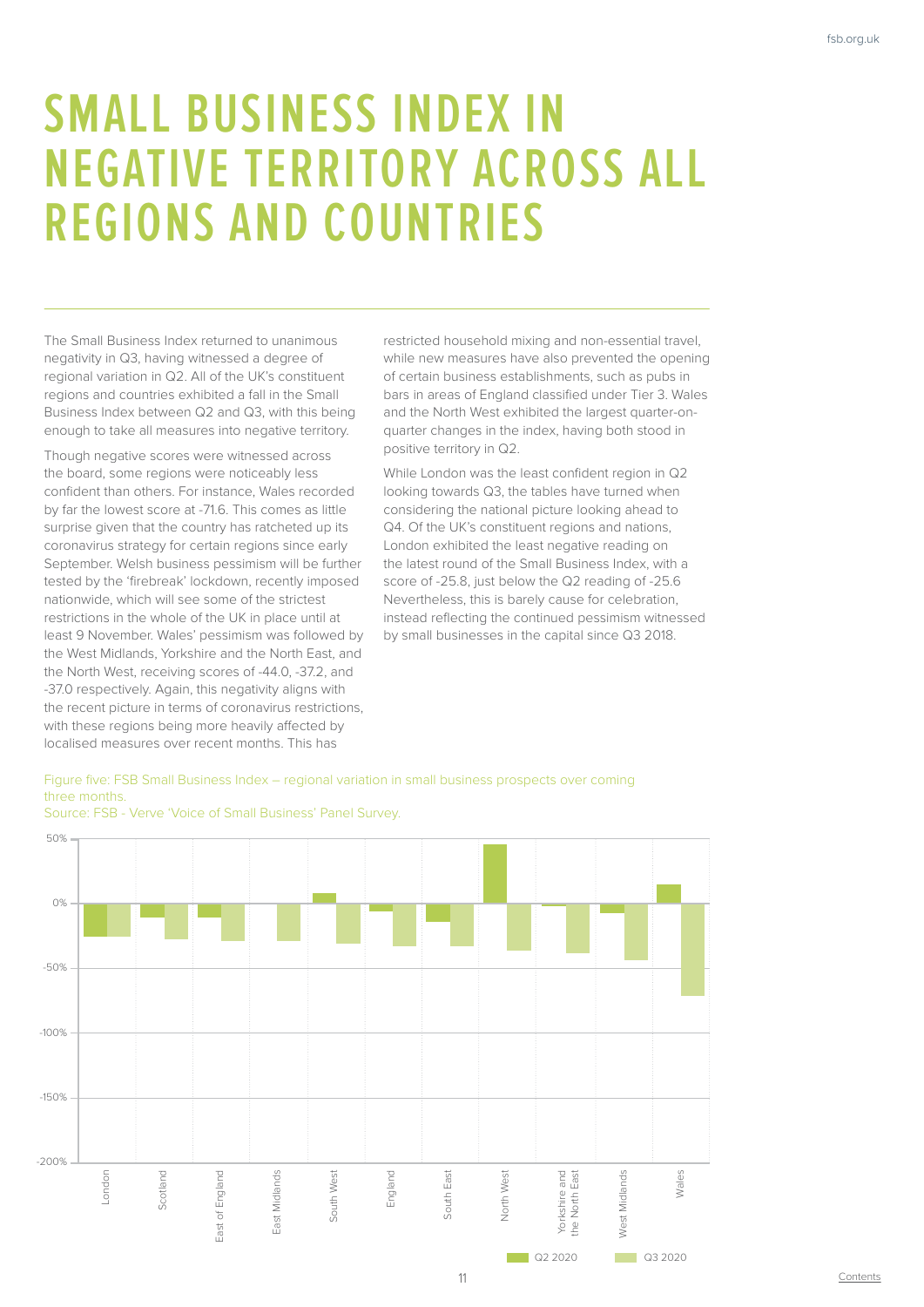# SMALL BUSINESS INDEX IN NEGATIVE TERRITORY ACROSS ALL REGIONS AND COUNTRIES

The Small Business Index returned to unanimous negativity in Q3, having witnessed a degree of regional variation in Q2. All of the UK's constituent regions and countries exhibited a fall in the Small Business Index between Q2 and Q3, with this being enough to take all measures into negative territory.

Though negative scores were witnessed across the board, some regions were noticeably less confident than others. For instance, Wales recorded by far the lowest score at -71.6. This comes as little surprise given that the country has ratcheted up its coronavirus strategy for certain regions since early September. Welsh business pessimism will be further tested by the 'firebreak' lockdown, recently imposed nationwide, which will see some of the strictest restrictions in the whole of the UK in place until at least 9 November. Wales' pessimism was followed by the West Midlands, Yorkshire and the North East, and the North West, receiving scores of -44.0, -37.2, and -37.0 respectively. Again, this negativity aligns with the recent picture in terms of coronavirus restrictions, with these regions being more heavily affected by localised measures over recent months. This has restricted household mixing and non-essential travel, while new measures have also prevented the opening of certain business establishments, such as pubs in bars in areas of England classified under Tier 3. Wales and the North West exhibited the largest quarter-on-quarter changes in the index, having both stood in positive territory in Q2.

While London was the least confident region in Q2 looking towards Q3, the tables have turned when considering the national picture looking ahead to Q4. Of the UK's constituent regions and nations, London exhibited the least negative reading on the latest round of the Small Business Index, with a score of -25.8, just below the Q2 reading of -25.6 Nevertheless, this is barely cause for celebration, instead reflecting the continued pessimism witnessed by small businesses in the capital since Q3 2018.

Figure five: FSB Small Business Index – regional variation in small business prospects over coming three months.
Source: FSB - Verve 'Voice of Small Business' Panel Survey.

50%
0%
-50%
-100%
-150%
-200%

London
Scotland
East of England
East Midlands
South West
England
South East
North West
Yorkshire and the North East
West Midlands
Wales

Q2 2020
Q3 2020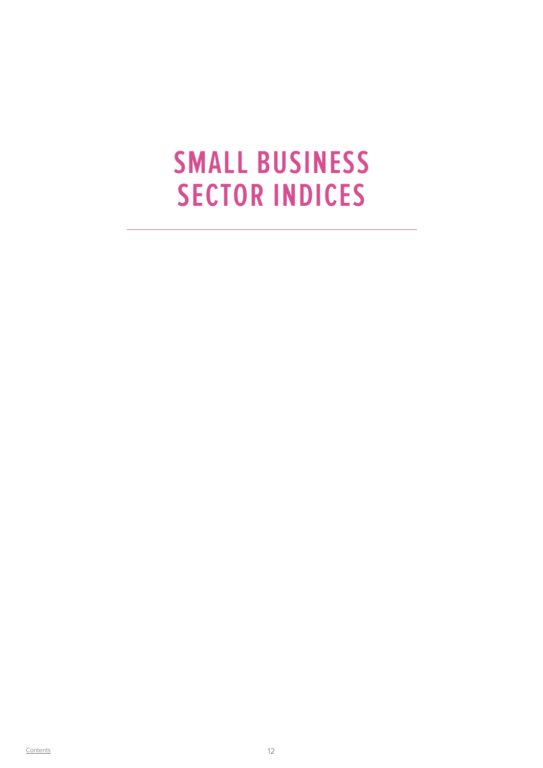# SMALL BUSINESS SECTOR INDICES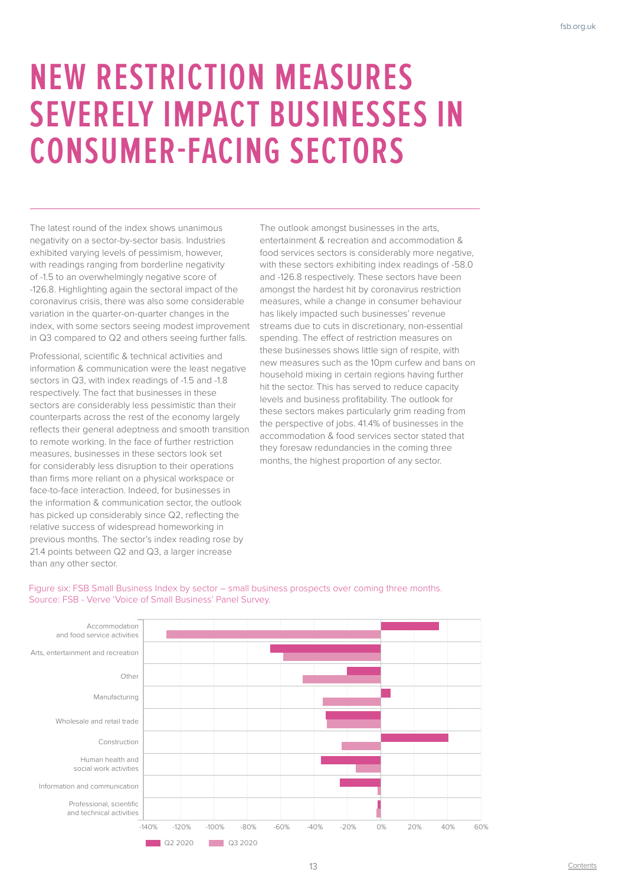# NEW RESTRICTION MEASURES SEVERELY IMPACT BUSINESSES IN CONSUMER-FACING SECTORS

The latest round of the index shows unanimous negativity on a sector-by-sector basis. Industries exhibited varying levels of pessimism, however, with readings ranging from borderline negativity of -1.5 to an overwhelmingly negative score of -126.8. Highlighting again the sectoral impact of the coronavirus crisis, there was also some considerable variation in the quarter-on-quarter changes in the index, with some sectors seeing modest improvement in Q3 compared to Q2 and others seeing further falls.

Professional, scientific & technical activities and information & communication were the least negative sectors in Q3, with index readings of -1.5 and -1.8 respectively. The fact that businesses in these sectors are considerably less pessimistic than their counterparts across the rest of the economy largely reflects their general adeptness and smooth transition to remote working. In the face of further restriction measures, businesses in these sectors look set for considerably less disruption to their operations than firms more reliant on a physical workspace or face-to-face interaction. Indeed, for businesses in the information & communication sector, the outlook has picked up considerably since Q2, reflecting the relative success of widespread homeworking in previous months. The sector's index reading rose by 21.4 points between Q2 and Q3, a larger increase than any other sector.

The outlook amongst businesses in the arts, entertainment & recreation and accommodation & food services sectors is considerably more negative, with these sectors exhibiting index readings of -58.0 and -126.8 respectively. These sectors have been amongst the hardest hit by coronavirus restriction measures, while a change in consumer behaviour has likely impacted such businesses' revenue streams due to cuts in discretionary, non-essential spending. The effect of restriction measures on these businesses shows little sign of respite, with new measures such as the 10pm curfew and bans on household mixing in certain regions having further hit the sector. This has served to reduce capacity levels and business profitability. The outlook for these sectors makes particularly grim reading from the perspective of jobs. 41.4% of businesses in the accommodation & food services sector stated that they foresaw redundancies in the coming three months, the highest proportion of any sector.

Figure six: FSB Small Business Index by sector – small business prospects over coming three months.
Source: FSB - Verve 'Voice of Small Business' Panel Survey.

Accommodation and food service activities
Arts, entertainment and recreation
Other
Manufacturing
Wholesale and retail trade
Construction
Human health and social work activities
Information and communication
Professional, scientific and technical activities

-140% -120% -100% -80% -60% -40% -20% 0% 20% 40% 60%

Q2 2020
Q3 2020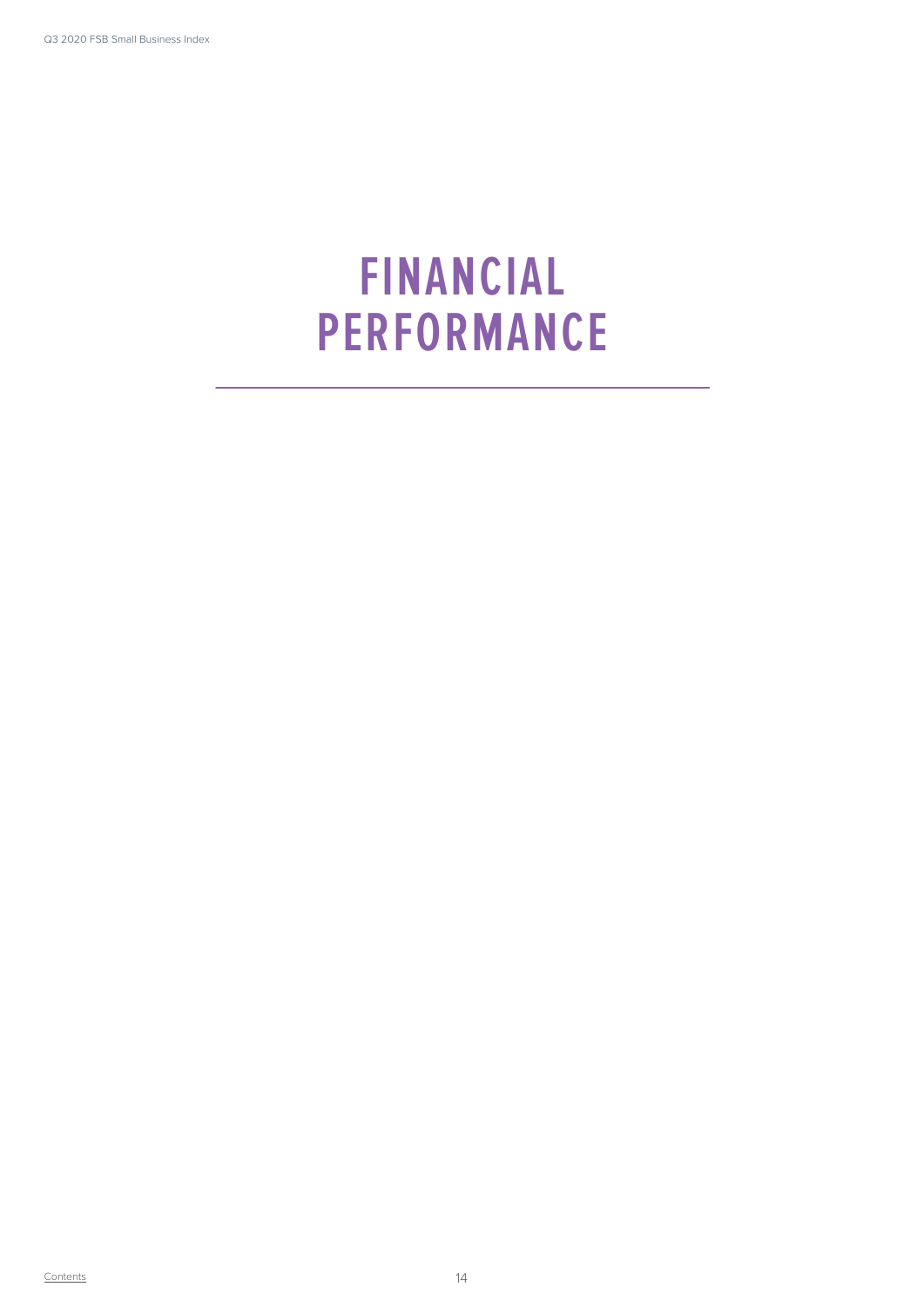# FINANCIAL PERFORMANCE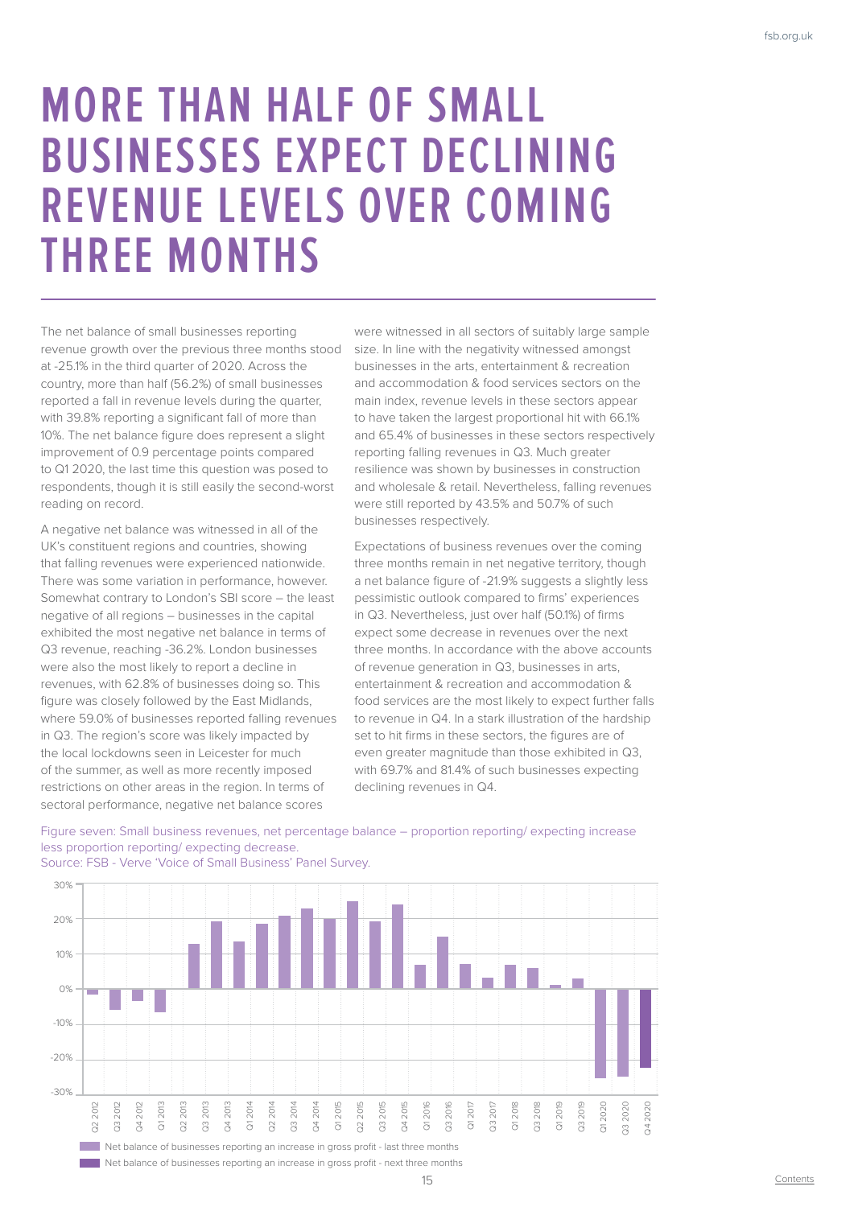# MORE THAN HALF OF SMALL BUSINESSES EXPECT DECLINING REVENUE LEVELS OVER COMING THREE MONTHS

The net balance of small businesses reporting revenue growth over the previous three months stood at -25.1% in the third quarter of 2020. Across the country, more than half (56.2%) of small businesses reported a fall in revenue levels during the quarter, with 39.8% reporting a significant fall of more than 10%. The net balance figure does represent a slight improvement of 0.9 percentage points compared to Q1 2020, the last time this question was posed to respondents, though it is still easily the second-worst reading on record.

A negative net balance was witnessed in all of the UK's constituent regions and countries, showing that falling revenues were experienced nationwide. There was some variation in performance, however. Somewhat contrary to London's SBI score – the least negative of all regions – businesses in the capital exhibited the most negative net balance in terms of Q3 revenue, reaching -36.2%. London businesses were also the most likely to report a decline in revenues, with 62.8% of businesses doing so. This figure was closely followed by the East Midlands, where 59.0% of businesses reported falling revenues in Q3. The region's score was likely impacted by the local lockdowns seen in Leicester for much of the summer, as well as more recently imposed restrictions on other areas in the region. In terms of sectoral performance, negative net balance scores were witnessed in all sectors of suitably large sample size. In line with the negativity witnessed amongst businesses in the arts, entertainment & recreation and accommodation & food services sectors on the main index, revenue levels in these sectors appear to have taken the largest proportional hit with 66.1% and 65.4% of businesses in these sectors respectively reporting falling revenues in Q3. Much greater resilience was shown by businesses in construction and wholesale & retail. Nevertheless, falling revenues were still reported by 43.5% and 50.7% of such businesses respectively.

Expectations of business revenues over the coming three months remain in net negative territory, though a net balance figure of -21.9% suggests a slightly less pessimistic outlook compared to firms' experiences in Q3. Nevertheless, just over half (50.1%) of firms expect some decrease in revenues over the next three months. In accordance with the above accounts of revenue generation in Q3, businesses in arts, entertainment & recreation and accommodation & food services are the most likely to expect further falls to revenue in Q4. In a stark illustration of the hardship set to hit firms in these sectors, the figures are of even greater magnitude than those exhibited in Q3, with 69.7% and 81.4% of such businesses expecting declining revenues in Q4.

Figure seven: Small business revenues, net percentage balance – proportion reporting/ expecting increase less proportion reporting/ expecting decrease.
Source: FSB - Verve 'Voice of Small Business' Panel Survey.

30%
20%
10%
0%
-10%
-20%
-30%

Q2 2012, Q3 2012, Q4 2012, Q1 2013, Q2 2013, Q3 2013, Q4 2013, Q1 2014, Q2 2014, Q3 2014, Q4 2014, Q1 2015, Q2 2015, Q3 2015, Q4 2015, Q1 2016, Q3 2016, Q1 2017, Q3 2017, Q1 2018, Q3 2018, Q1 2019, Q3 2019, Q1 2020, Q3 2020, Q4 2020

Net balance of businesses reporting an increase in gross profit - last three months
Net balance of businesses reporting an increase in gross profit - next three months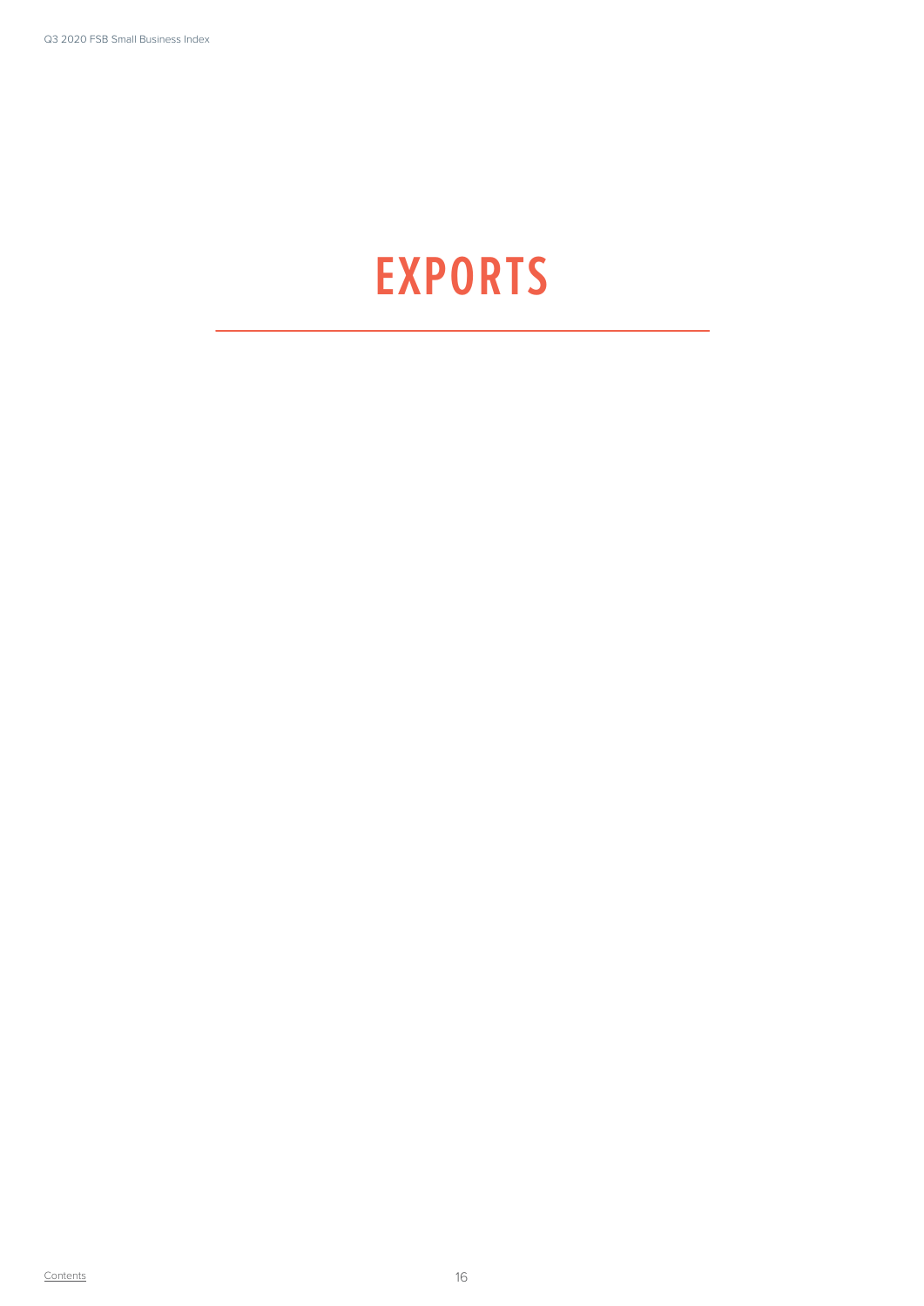# EXPORTS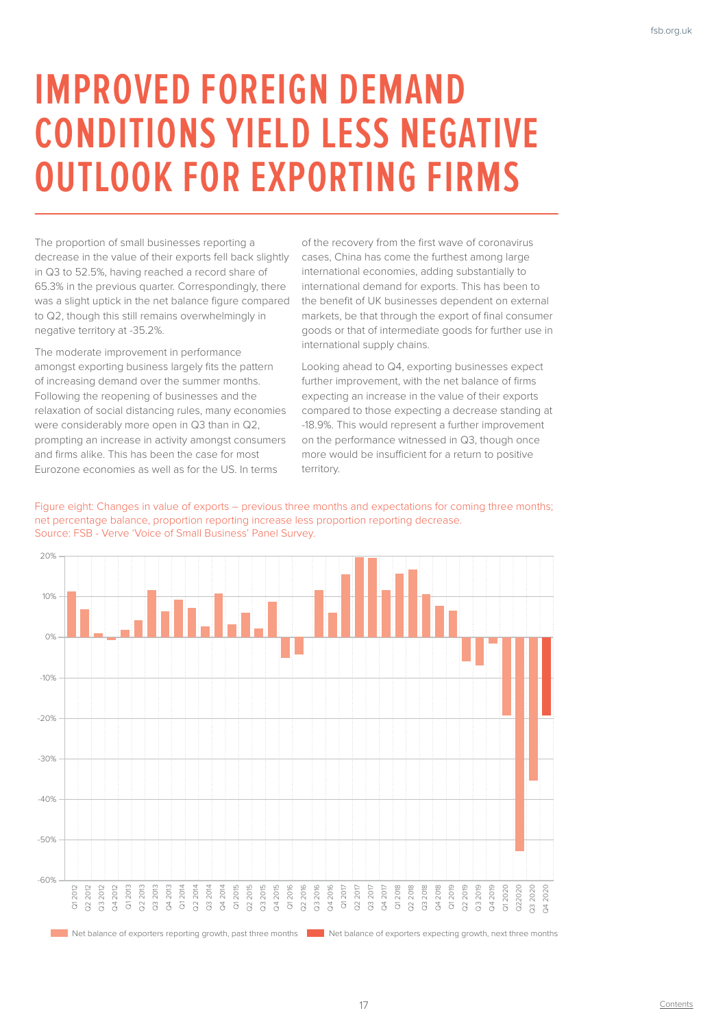# IMPROVED FOREIGN DEMAND CONDITIONS YIELD LESS NEGATIVE OUTLOOK FOR EXPORTING FIRMS

The proportion of small businesses reporting a decrease in the value of their exports fell back slightly in Q3 to 52.5%, having reached a record share of 65.3% in the previous quarter. Correspondingly, there was a slight uptick in the net balance figure compared to Q2, though this still remains overwhelmingly in negative territory at -35.2%.

The moderate improvement in performance amongst exporting business largely fits the pattern of increasing demand over the summer months. Following the reopening of businesses and the relaxation of social distancing rules, many economies were considerably more open in Q3 than in Q2, prompting an increase in activity amongst consumers and firms alike. This has been the case for most Eurozone economies as well as for the US. In terms of the recovery from the first wave of coronavirus cases, China has come the furthest among large international economies, adding substantially to international demand for exports. This has been to the benefit of UK businesses dependent on external markets, be that through the export of final consumer goods or that of intermediate goods for further use in international supply chains.

Looking ahead to Q4, exporting businesses expect further improvement, with the net balance of firms expecting an increase in the value of their exports compared to those expecting a decrease standing at -18.9%. This would represent a further improvement on the performance witnessed in Q3, though once more would be insufficient for a return to positive territory.

Figure eight: Changes in value of exports – previous three months and expectations for coming three months; net percentage balance, proportion reporting increase less proportion reporting decrease.
Source: FSB - Verve 'Voice of Small Business' Panel Survey.

Legend: Net balance of exporters reporting growth, past three months; Net balance of exporters expecting growth, next three months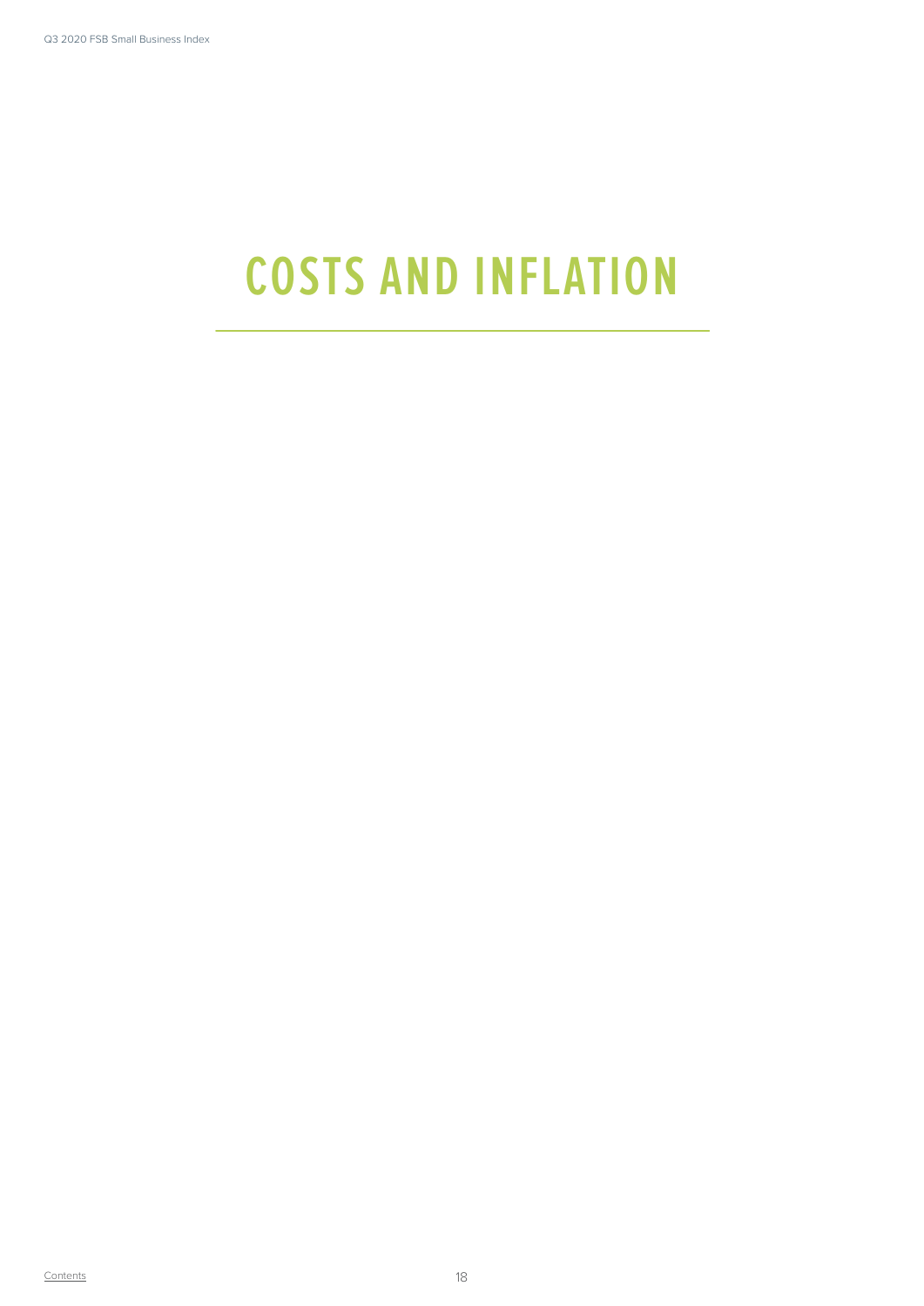# COSTS AND INFLATION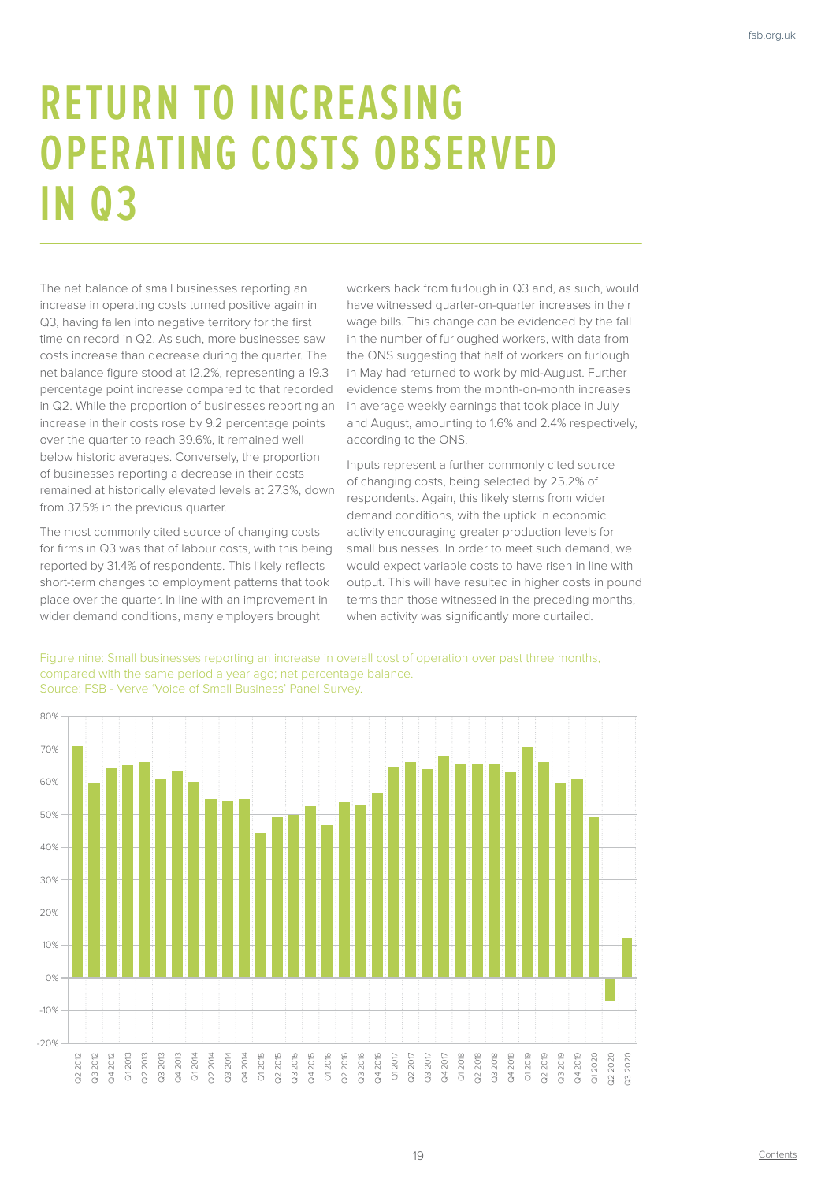# RETURN TO INCREASING OPERATING COSTS OBSERVED IN Q3

The net balance of small businesses reporting an increase in operating costs turned positive again in Q3, having fallen into negative territory for the first time on record in Q2. As such, more businesses saw costs increase than decrease during the quarter. The net balance figure stood at 12.2%, representing a 19.3 percentage point increase compared to that recorded in Q2. While the proportion of businesses reporting an increase in their costs rose by 9.2 percentage points over the quarter to reach 39.6%, it remained well below historic averages. Conversely, the proportion of businesses reporting a decrease in their costs remained at historically elevated levels at 27.3%, down from 37.5% in the previous quarter.

The most commonly cited source of changing costs for firms in Q3 was that of labour costs, with this being reported by 31.4% of respondents. This likely reflects short-term changes to employment patterns that took place over the quarter. In line with an improvement in wider demand conditions, many employers brought workers back from furlough in Q3 and, as such, would have witnessed quarter-on-quarter increases in their wage bills. This change can be evidenced by the fall in the number of furloughed workers, with data from the ONS suggesting that half of workers on furlough in May had returned to work by mid-August. Further evidence stems from the month-on-month increases in average weekly earnings that took place in July and August, amounting to 1.6% and 2.4% respectively, according to the ONS.

Inputs represent a further commonly cited source of changing costs, being selected by 25.2% of respondents. Again, this likely stems from wider demand conditions, with the uptick in economic activity encouraging greater production levels for small businesses. In order to meet such demand, we would expect variable costs to have risen in line with output. This will have resulted in higher costs in pound terms than those witnessed in the preceding months, when activity was significantly more curtailed.

Figure nine: Small businesses reporting an increase in overall cost of operation over past three months, compared with the same period a year ago; net percentage balance.
Source: FSB - Verve 'Voice of Small Business' Panel Survey.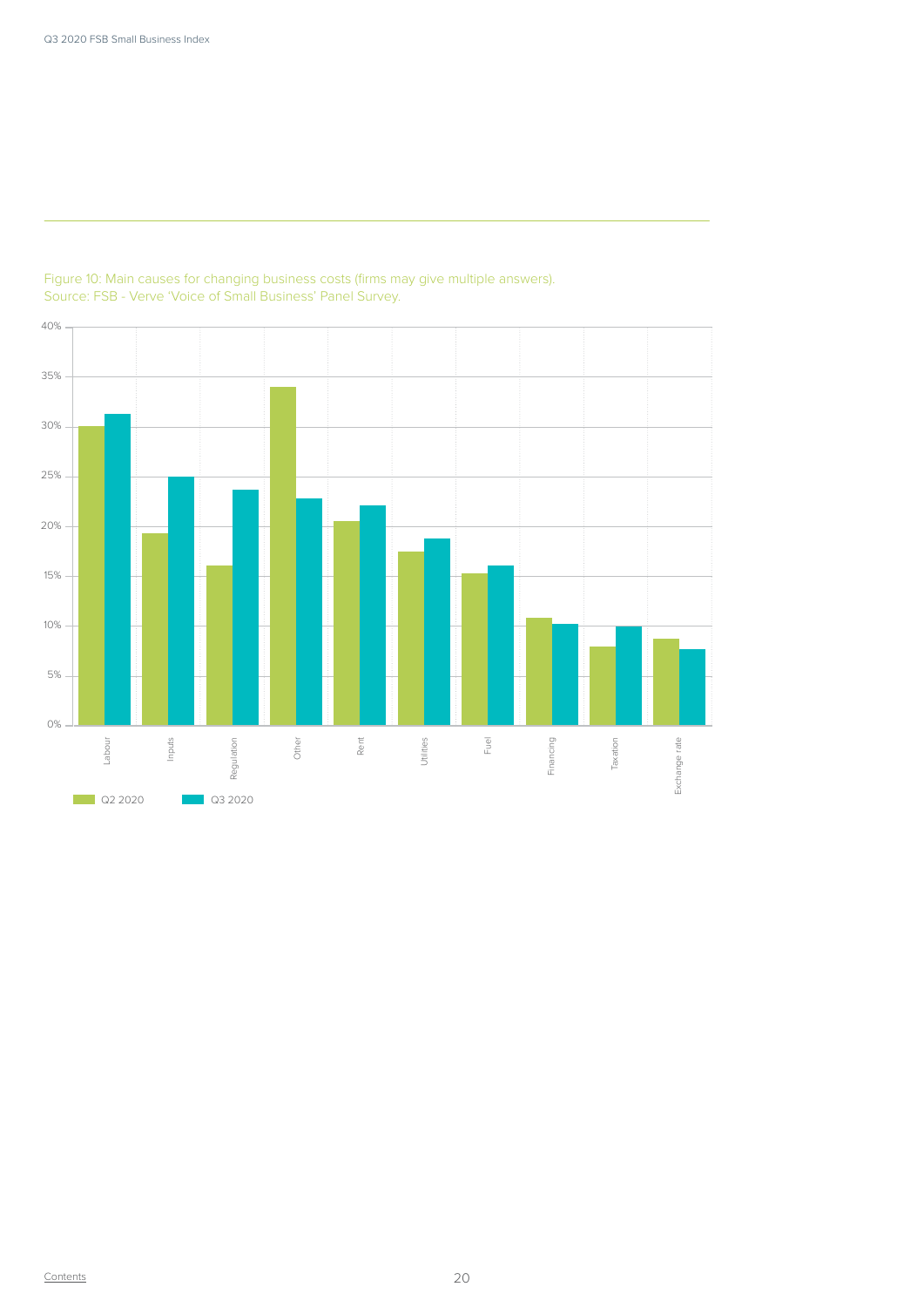Figure 10: Main causes for changing business costs (firms may give multiple answers).
Source: FSB - Verve 'Voice of Small Business' Panel Survey.

40%
35%
30%
25%
20%
15%
10%
5%
0%

Labour
Inputs
Regulation
Other
Rent
Utilities
Fuel
Financing
Taxation
Exchange rate

Q2 2020
Q3 2020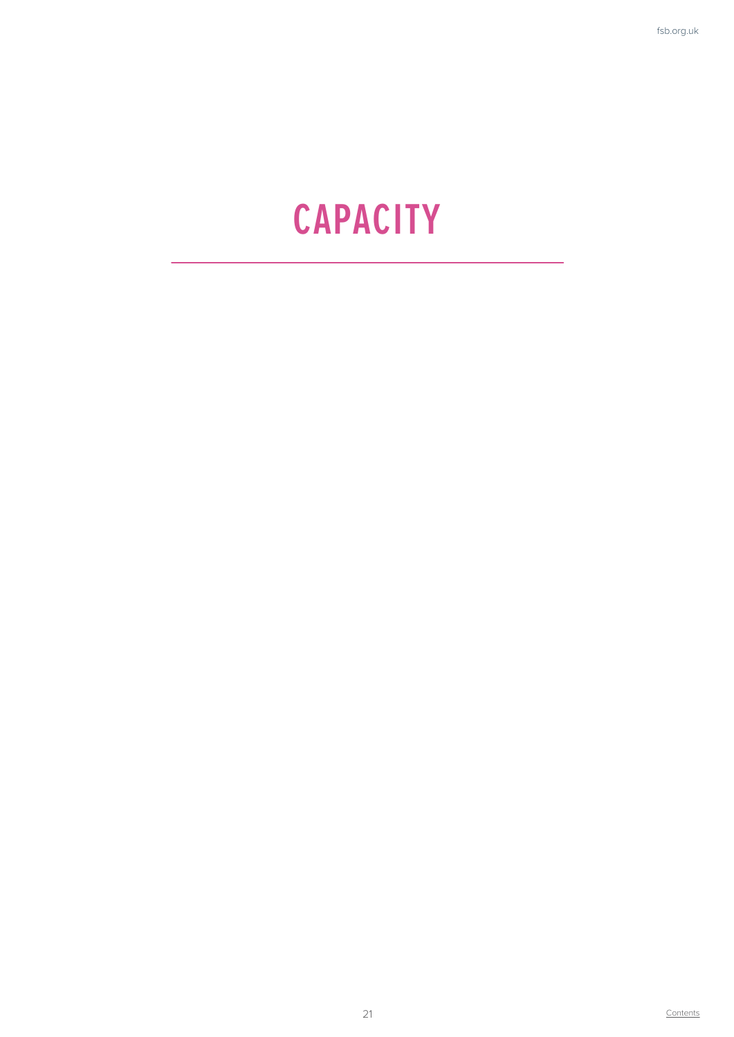# CAPACITY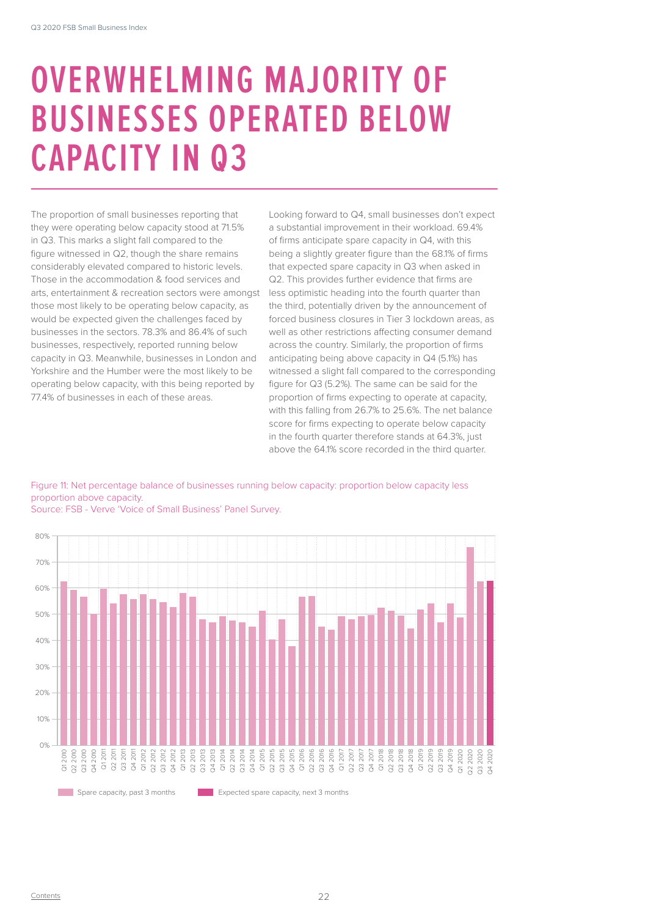# OVERWHELMING MAJORITY OF BUSINESSES OPERATED BELOW CAPACITY IN Q3

The proportion of small businesses reporting that they were operating below capacity stood at 71.5% in Q3. This marks a slight fall compared to the figure witnessed in Q2, though the share remains considerably elevated compared to historic levels. Those in the accommodation & food services and arts, entertainment & recreation sectors were amongst those most likely to be operating below capacity, as would be expected given the challenges faced by businesses in the sectors. 78.3% and 86.4% of such businesses, respectively, reported running below capacity in Q3. Meanwhile, businesses in London and Yorkshire and the Humber were the most likely to be operating below capacity, with this being reported by 77.4% of businesses in each of these areas.

Looking forward to Q4, small businesses don't expect a substantial improvement in their workload. 69.4% of firms anticipate spare capacity in Q4, with this being a slightly greater figure than the 68.1% of firms that expected spare capacity in Q3 when asked in Q2. This provides further evidence that firms are less optimistic heading into the fourth quarter than the third, potentially driven by the announcement of forced business closures in Tier 3 lockdown areas, as well as other restrictions affecting consumer demand across the country. Similarly, the proportion of firms anticipating being above capacity in Q4 (5.1%) has witnessed a slight fall compared to the corresponding figure for Q3 (5.2%). The same can be said for the proportion of firms expecting to operate at capacity, with this falling from 26.7% to 25.6%. The net balance score for firms expecting to operate below capacity in the fourth quarter therefore stands at 64.3%, just above the 64.1% score recorded in the third quarter.

Figure 11: Net percentage balance of businesses running below capacity: proportion below capacity less proportion above capacity.
Source: FSB - Verve 'Voice of Small Business' Panel Survey.

80%
70%
60%
50%
40%
30%
20%
10%
0%

Q1 2010, Q2 2010, Q3 2010, Q4 2010, Q1 2011, Q2 2011, Q3 2011, Q4 2011, Q1 2012, Q2 2012, Q3 2012, Q4 2012, Q1 2013, Q2 2013, Q3 2013, Q4 2013, Q1 2014, Q2 2014, Q3 2014, Q4 2014, Q1 2015, Q2 2015, Q3 2015, Q4 2015, Q1 2016, Q2 2016, Q3 2016, Q4 2016, Q1 2017, Q2 2017, Q3 2017, Q4 2017, Q1 2018, Q2 2018, Q3 2018, Q4 2018, Q1 2019, Q2 2019, Q3 2019, Q4 2019, Q1 2020, Q2 2020, Q3 2020, Q4 2020

Spare capacity, past 3 months
Expected spare capacity, next 3 months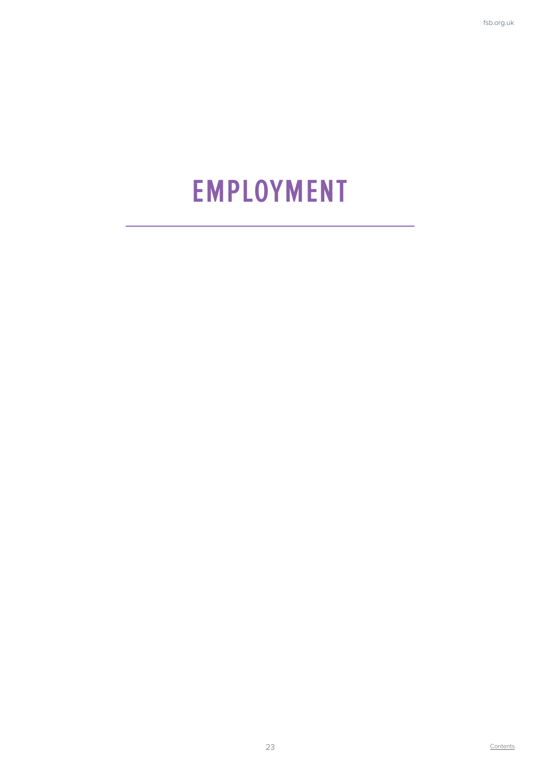# EMPLOYMENT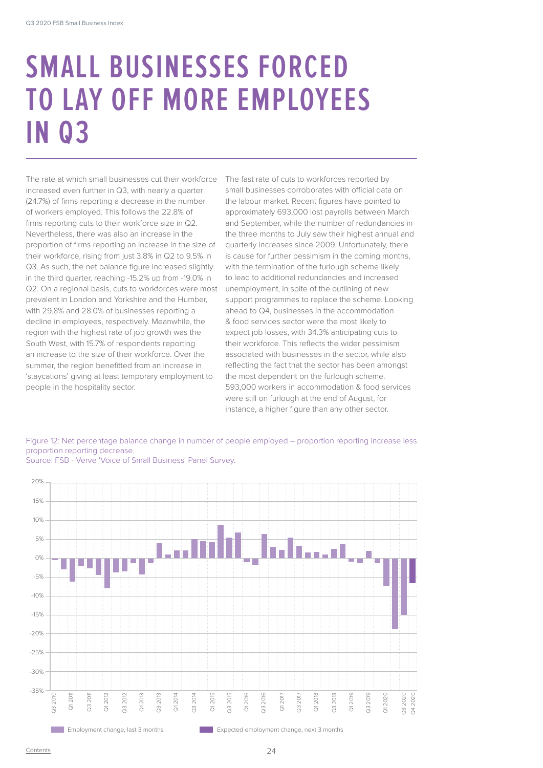# SMALL BUSINESSES FORCED TO LAY OFF MORE EMPLOYEES IN Q3

The rate at which small businesses cut their workforce increased even further in Q3, with nearly a quarter (24.7%) of firms reporting a decrease in the number of workers employed. This follows the 22.8% of firms reporting cuts to their workforce size in Q2. Nevertheless, there was also an increase in the proportion of firms reporting an increase in the size of their workforce, rising from just 3.8% in Q2 to 9.5% in Q3. As such, the net balance figure increased slightly in the third quarter, reaching -15.2% up from -19.0% in Q2. On a regional basis, cuts to workforces were most prevalent in London and Yorkshire and the Humber, with 29.8% and 28.0% of businesses reporting a decline in employees, respectively. Meanwhile, the region with the highest rate of job growth was the South West, with 15.7% of respondents reporting an increase to the size of their workforce. Over the summer, the region benefitted from an increase in 'staycations' giving at least temporary employment to people in the hospitality sector.

The fast rate of cuts to workforces reported by small businesses corroborates with official data on the labour market. Recent figures have pointed to approximately 693,000 lost payrolls between March and September, while the number of redundancies in the three months to July saw their highest annual and quarterly increases since 2009. Unfortunately, there is cause for further pessimism in the coming months, with the termination of the furlough scheme likely to lead to additional redundancies and increased unemployment, in spite of the outlining of new support programmes to replace the scheme. Looking ahead to Q4, businesses in the accommodation & food services sector were the most likely to expect job losses, with 34.3% anticipating cuts to their workforce. This reflects the wider pessimism associated with businesses in the sector, while also reflecting the fact that the sector has been amongst the most dependent on the furlough scheme. 593,000 workers in accommodation & food services were still on furlough at the end of August, for instance, a higher figure than any other sector.

Figure 12: Net percentage balance change in number of people employed – proportion reporting increase less proportion reporting decrease.
Source: FSB - Verve 'Voice of Small Business' Panel Survey.

20%
15%
10%
5%
0%
-5%
-10%
-15%
-20%
-25%
-30%
-35%

Q3 2010, Q1 2011, Q3 2011, Q1 2012, Q3 2012, Q1 2013, Q3 2013, Q1 2014, Q3 2014, Q1 2015, Q3 2015, Q1 2016, Q3 2016, Q1 2017, Q3 2017, Q1 2018, Q3 2018, Q1 2019, Q3 2019, Q1 2020, Q3 2020, Q4 2020

Employment change, last 3 months
Expected employment change, next 3 months

[Contents](#)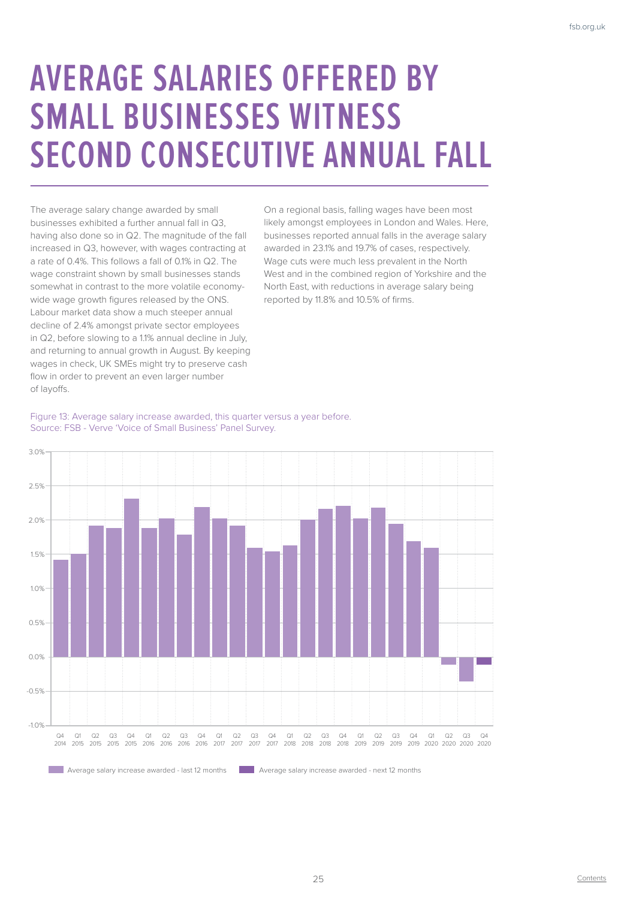# AVERAGE SALARIES OFFERED BY SMALL BUSINESSES WITNESS SECOND CONSECUTIVE ANNUAL FALL

The average salary change awarded by small businesses exhibited a further annual fall in Q3, having also done so in Q2. The magnitude of the fall increased in Q3, however, with wages contracting at a rate of 0.4%. This follows a fall of 0.1% in Q2. The wage constraint shown by small businesses stands somewhat in contrast to the more volatile economy-wide wage growth figures released by the ONS. Labour market data show a much steeper annual decline of 2.4% amongst private sector employees in Q2, before slowing to a 1.1% annual decline in July, and returning to annual growth in August. By keeping wages in check, UK SMEs might try to preserve cash flow in order to prevent an even larger number of layoffs.

On a regional basis, falling wages have been most likely amongst employees in London and Wales. Here, businesses reported annual falls in the average salary awarded in 23.1% and 19.7% of cases, respectively. Wage cuts were much less prevalent in the North West and in the combined region of Yorkshire and the North East, with reductions in average salary being reported by 11.8% and 10.5% of firms.

Figure 13: Average salary increase awarded, this quarter versus a year before.
Source: FSB - Verve 'Voice of Small Business' Panel Survey.

3.0%
2.5%
2.0%
1.5%
1.0%
0.5%
0.0%
-0.5%
-1.0%

Q4 2014, Q1 2015, Q2 2015, Q3 2015, Q4 2015, Q1 2016, Q2 2016, Q3 2016, Q4 2016, Q1 2017, Q2 2017, Q3 2017, Q4 2017, Q1 2018, Q2 2018, Q3 2018, Q4 2018, Q1 2019, Q2 2019, Q3 2019, Q4 2019, Q1 2020, Q2 2020, Q3 2020, Q4 2020

Average salary increase awarded - last 12 months
Average salary increase awarded - next 12 months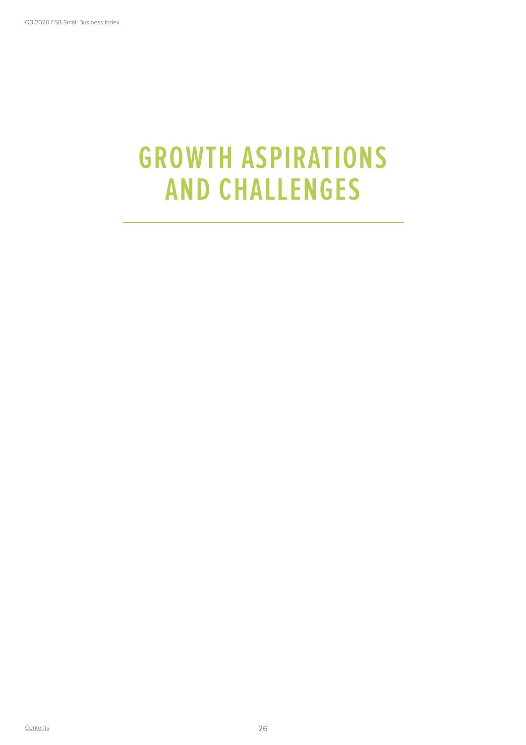# GROWTH ASPIRATIONS AND CHALLENGES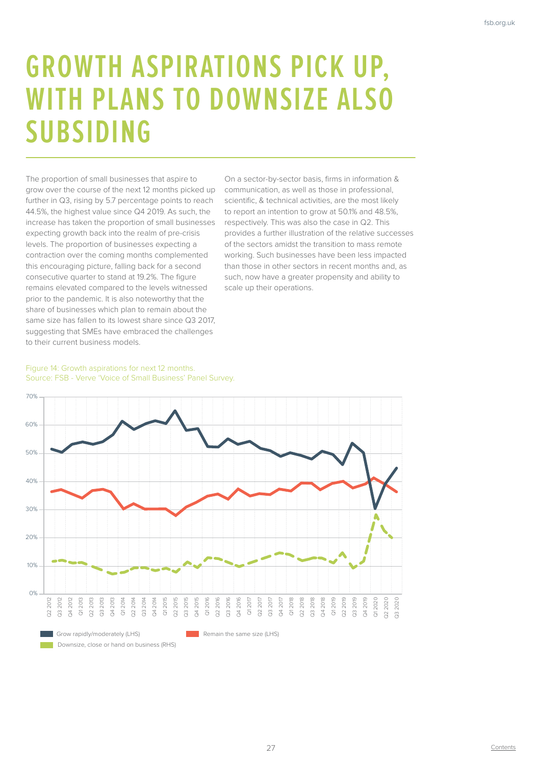# GROWTH ASPIRATIONS PICK UP, WITH PLANS TO DOWNSIZE ALSO SUBSIDING

The proportion of small businesses that aspire to grow over the course of the next 12 months picked up further in Q3, rising by 5.7 percentage points to reach 44.5%, the highest value since Q4 2019. As such, the increase has taken the proportion of small businesses expecting growth back into the realm of pre-crisis levels. The proportion of businesses expecting a contraction over the coming months complemented this encouraging picture, falling back for a second consecutive quarter to stand at 19.2%. The figure remains elevated compared to the levels witnessed prior to the pandemic. It is also noteworthy that the share of businesses which plan to remain about the same size has fallen to its lowest share since Q3 2017, suggesting that SMEs have embraced the challenges to their current business models.

On a sector-by-sector basis, firms in information & communication, as well as those in professional, scientific, & technical activities, are the most likely to report an intention to grow at 50.1% and 48.5%, respectively. This was also the case in Q2. This provides a further illustration of the relative successes of the sectors amidst the transition to mass remote working. Such businesses have been less impacted than those in other sectors in recent months and, as such, now have a greater propensity and ability to scale up their operations.

Figure 14: Growth aspirations for next 12 months.
Source: FSB - Verve 'Voice of Small Business' Panel Survey.

70%
60%
50%
40%
30%
20%
10%
0%

Q2 2012, Q3 2012, Q4 2012, Q1 2013, Q2 2013, Q3 2013, Q4 2013, Q1 2014, Q2 2014, Q3 2014, Q4 2014, Q1 2015, Q2 2015, Q3 2015, Q4 2015, Q1 2016, Q2 2016, Q3 2016, Q4 2016, Q1 2017, Q2 2017, Q3 2017, Q4 2017, Q1 2018, Q2 2018, Q3 2018, Q4 2018, Q1 2019, Q2 2019, Q3 2019, Q4 2019, Q1 2020, Q2 2020, Q3 2020

Grow rapidly/moderately (LHS)
Remain the same size (LHS)
Downsize, close or hand on business (RHS)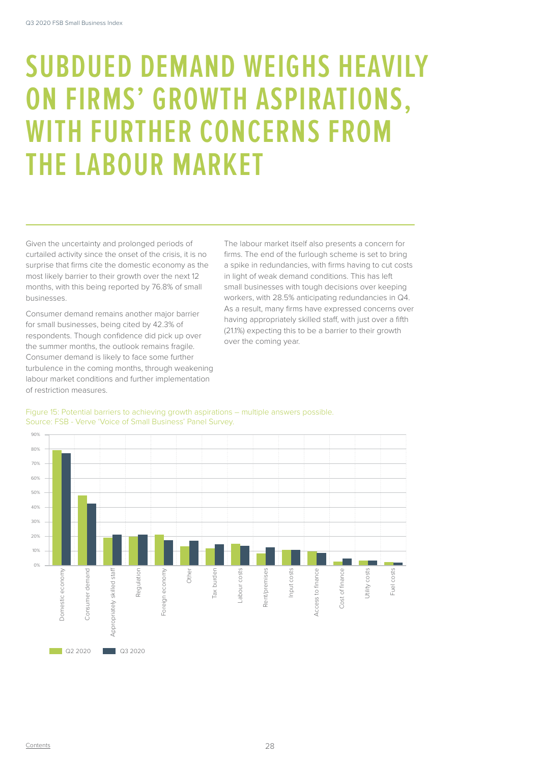# SUBDUED DEMAND WEIGHS HEAVILY ON FIRMS' GROWTH ASPIRATIONS, WITH FURTHER CONCERNS FROM THE LABOUR MARKET

Given the uncertainty and prolonged periods of curtailed activity since the onset of the crisis, it is no surprise that firms cite the domestic economy as the most likely barrier to their growth over the next 12 months, with this being reported by 76.8% of small businesses.

Consumer demand remains another major barrier for small businesses, being cited by 42.3% of respondents. Though confidence did pick up over the summer months, the outlook remains fragile. Consumer demand is likely to face some further turbulence in the coming months, through weakening labour market conditions and further implementation of restriction measures.

The labour market itself also presents a concern for firms. The end of the furlough scheme is set to bring a spike in redundancies, with firms having to cut costs in light of weak demand conditions. This has left small businesses with tough decisions over keeping workers, with 28.5% anticipating redundancies in Q4. As a result, many firms have expressed concerns over having appropriately skilled staff, with just over a fifth (21.1%) expecting this to be a barrier to their growth over the coming year.

Figure 15: Potential barriers to achieving growth aspirations – multiple answers possible.
Source: FSB - Verve 'Voice of Small Business' Panel Survey.

90%
80%
70%
60%
50%
40%
30%
20%
10%
0%

Domestic economy
Consumer demand
Appropriately skilled staff
Regulation
Foreign economy
Other
Tax burden
Labour costs
Rent/premises
Input costs
Access to finance
Cost of finance
Utility costs
Fuel costs

Q2 2020
Q3 2020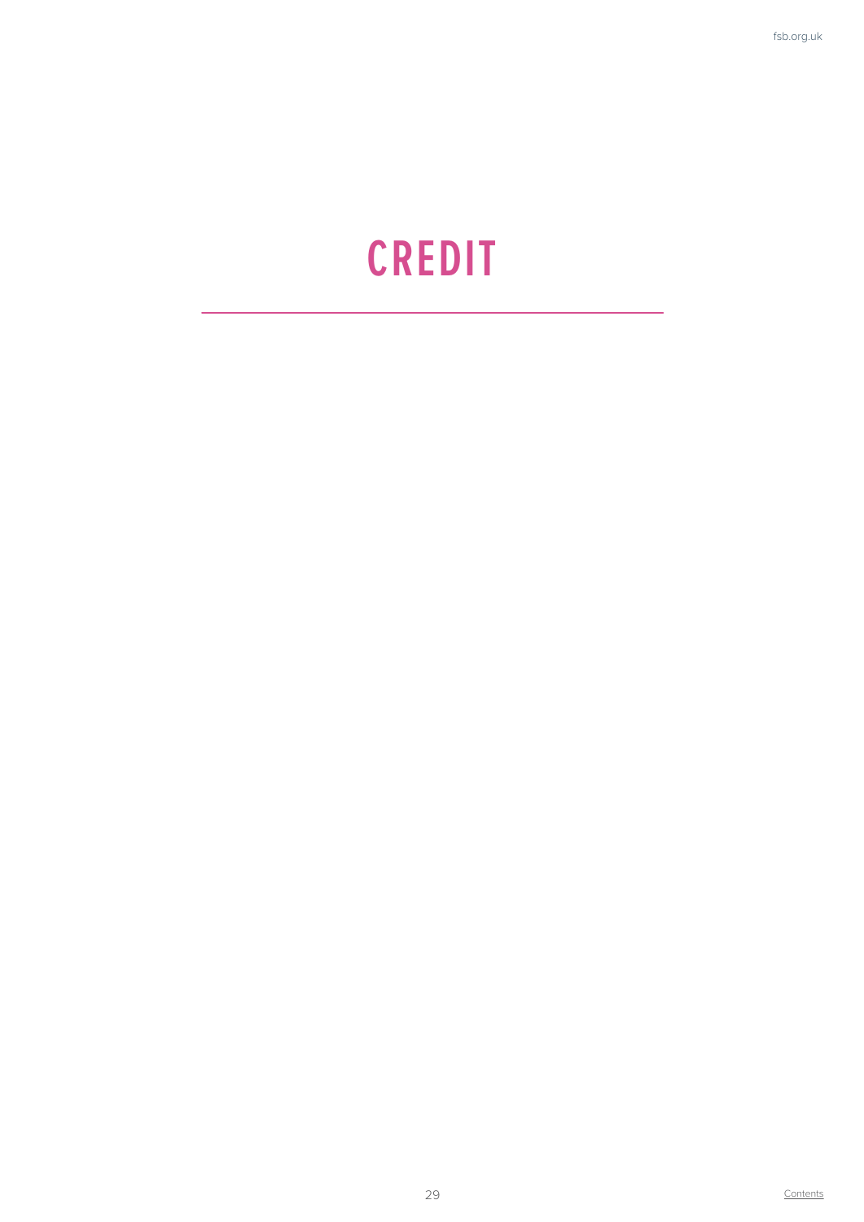# CREDIT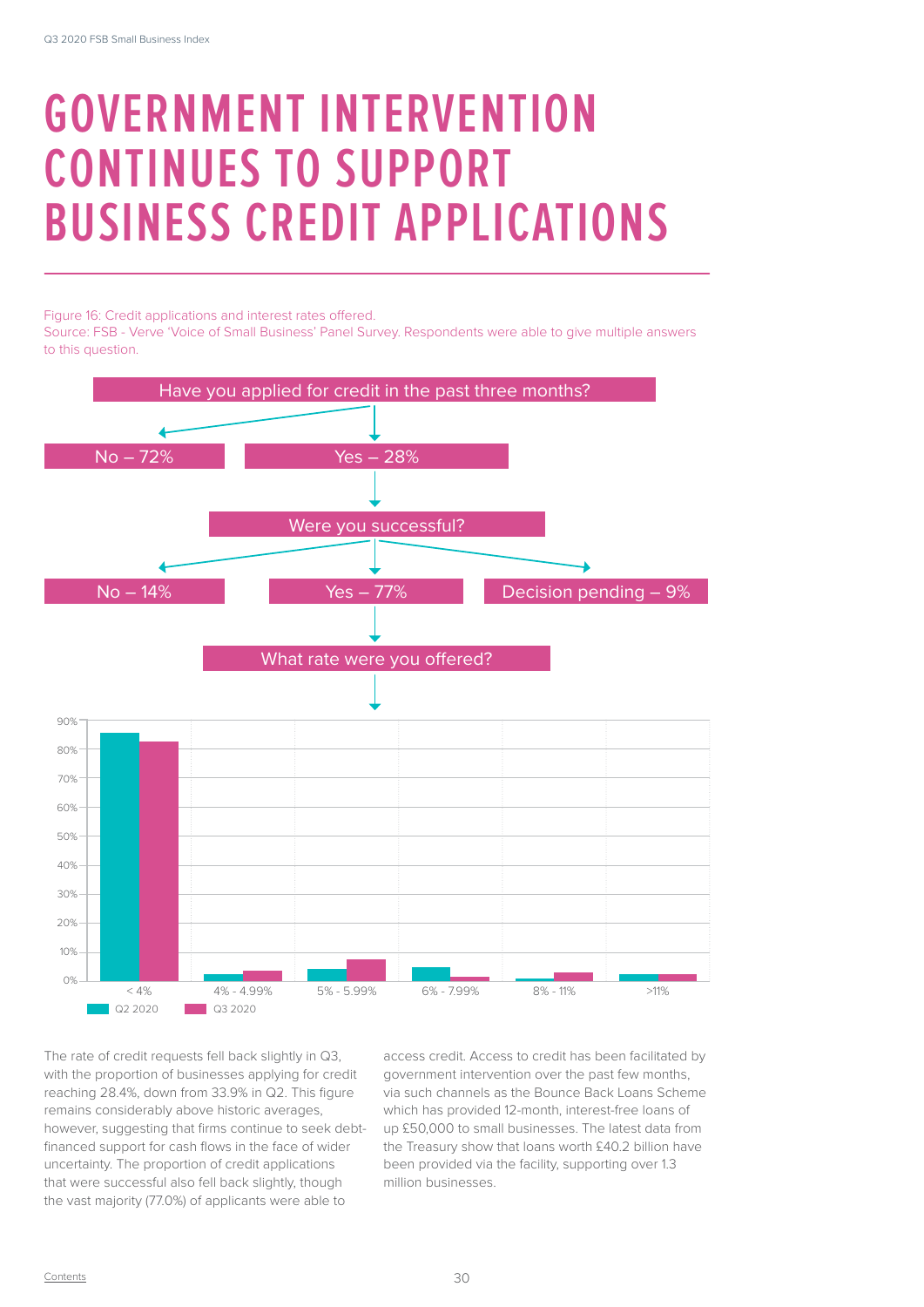# GOVERNMENT INTERVENTION CONTINUES TO SUPPORT BUSINESS CREDIT APPLICATIONS

Figure 16: Credit applications and interest rates offered.
Source: FSB - Verve 'Voice of Small Business' Panel Survey. Respondents were able to give multiple answers to this question.

Have you applied for credit in the past three months?

No – 72%

Yes – 28%

Were you successful?

No – 14%

Yes – 77%

Decision pending – 9%

What rate were you offered?

90%
80%
70%
60%
50%
40%
30%
20%
10%
0%

< 4%
4% - 4.99%
5% - 5.99%
6% - 7.99%
8% - 11%
>11%

Q2 2020
Q3 2020

The rate of credit requests fell back slightly in Q3, with the proportion of businesses applying for credit reaching 28.4%, down from 33.9% in Q2. This figure remains considerably above historic averages, however, suggesting that firms continue to seek debt-financed support for cash flows in the face of wider uncertainty. The proportion of credit applications that were successful also fell back slightly, though the vast majority (77.0%) of applicants were able to access credit. Access to credit has been facilitated by government intervention over the past few months, via such channels as the Bounce Back Loans Scheme which has provided 12-month, interest-free loans of up £50,000 to small businesses. The latest data from the Treasury show that loans worth £40.2 billion have been provided via the facility, supporting over 1.3 million businesses.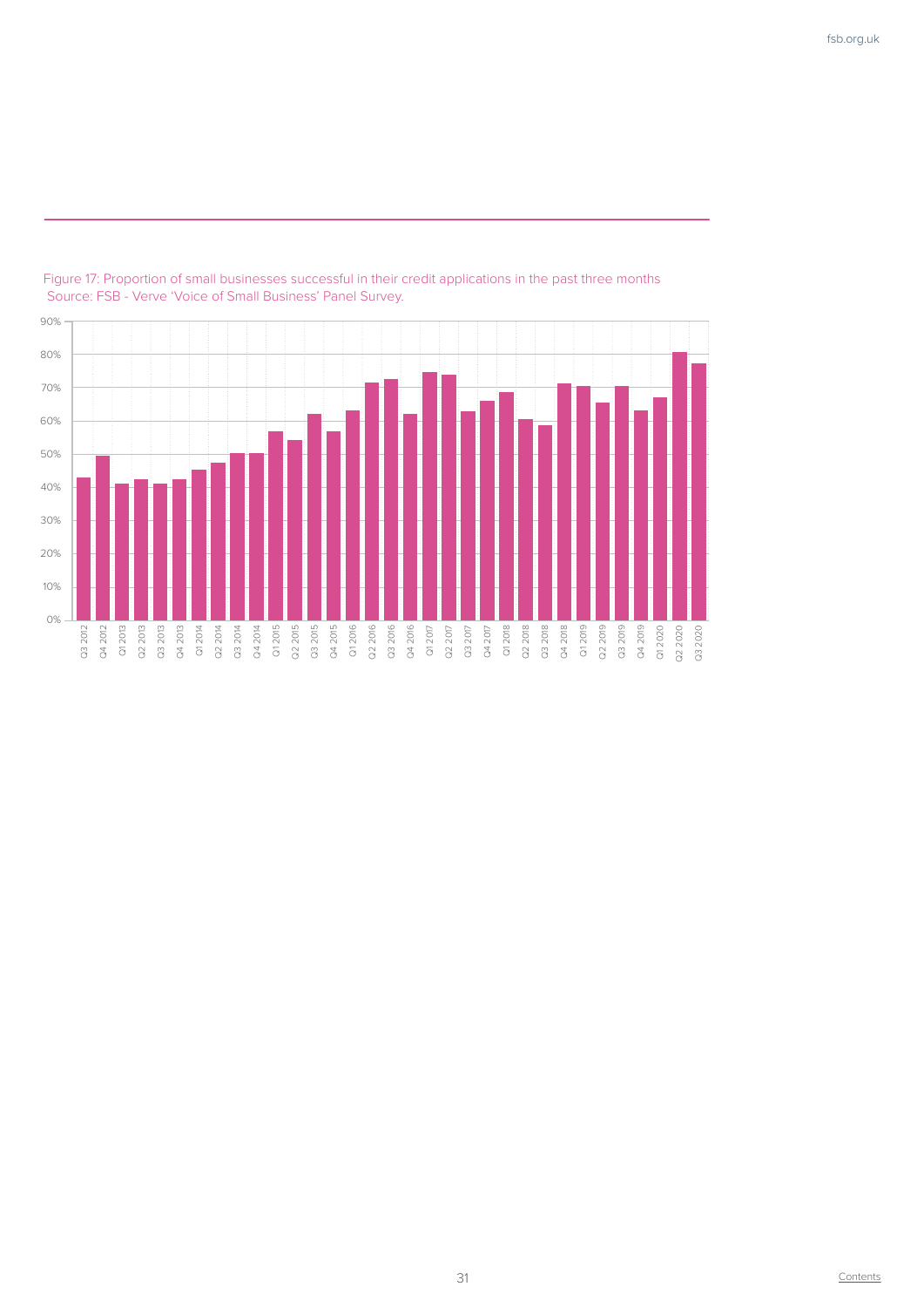Figure 17: Proportion of small businesses successful in their credit applications in the past three months
Source: FSB - Verve 'Voice of Small Business' Panel Survey.

90%
80%
70%
60%
50%
40%
30%
20%
10%
0%

Q3 2012
Q4 2012
Q1 2013
Q2 2013
Q3 2013
Q4 2013
Q1 2014
Q2 2014
Q3 2014
Q4 2014
Q1 2015
Q2 2015
Q3 2015
Q4 2015
Q1 2016
Q2 2016
Q3 2016
Q4 2016
Q1 2017
Q2 2017
Q3 2017
Q4 2017
Q1 2018
Q2 2018
Q3 2018
Q4 2018
Q1 2019
Q2 2019
Q3 2019
Q4 2019
Q1 2020
Q2 2020
Q3 2020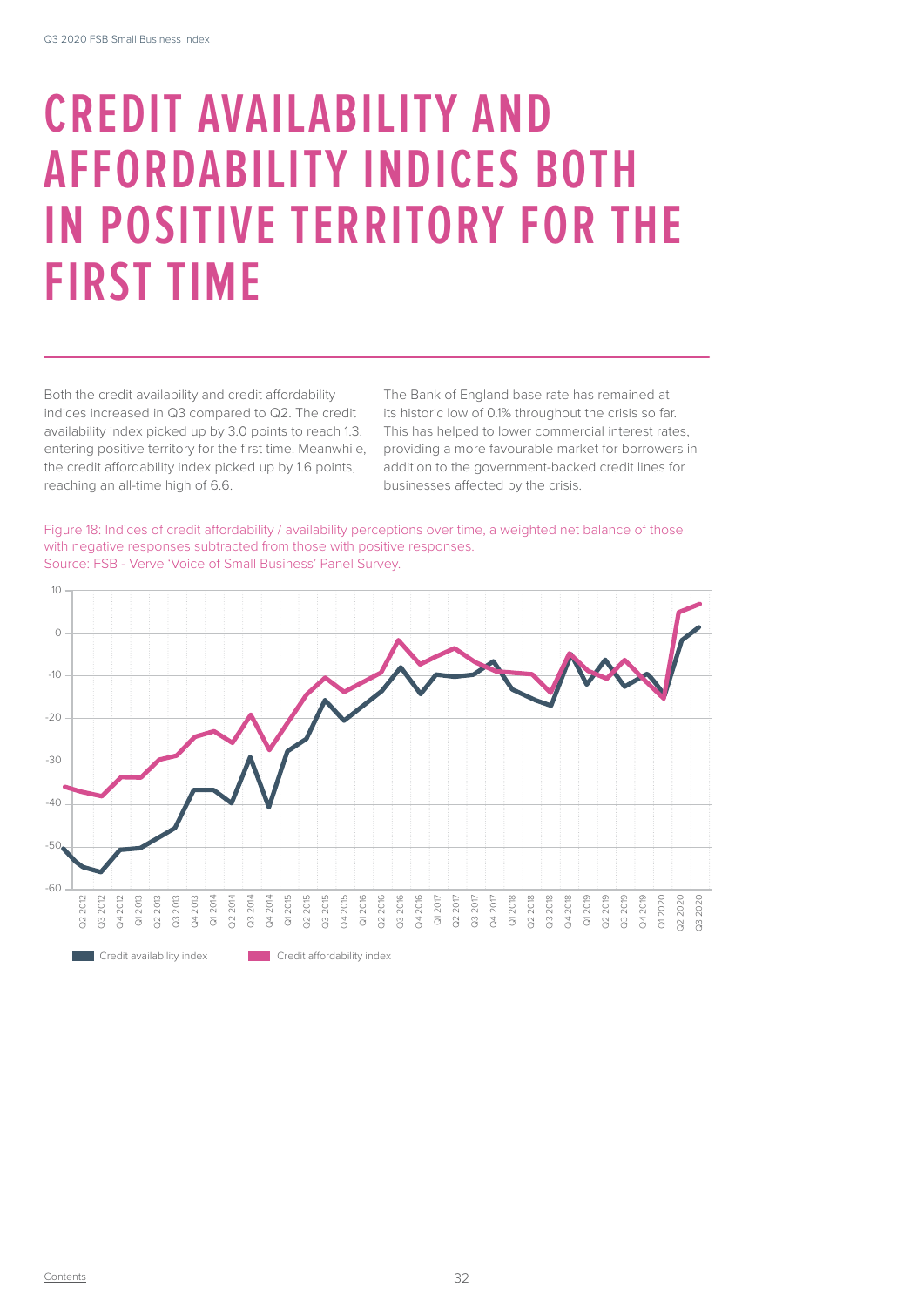# CREDIT AVAILABILITY AND AFFORDABILITY INDICES BOTH IN POSITIVE TERRITORY FOR THE FIRST TIME

Both the credit availability and credit affordability indices increased in Q3 compared to Q2. The credit availability index picked up by 3.0 points to reach 1.3, entering positive territory for the first time. Meanwhile, the credit affordability index picked up by 1.6 points, reaching an all-time high of 6.6.

The Bank of England base rate has remained at its historic low of 0.1% throughout the crisis so far. This has helped to lower commercial interest rates, providing a more favourable market for borrowers in addition to the government-backed credit lines for businesses affected by the crisis.

Figure 18: Indices of credit affordability / availability perceptions over time, a weighted net balance of those with negative responses subtracted from those with positive responses.
Source: FSB - Verve 'Voice of Small Business' Panel Survey.

10
0
-10
-20
-30
-40
-50
-60

Q2 2012, Q3 2012, Q4 2012, Q1 2013, Q2 2013, Q3 2013, Q4 2013, Q1 2014, Q2 2014, Q3 2014, Q4 2014, Q1 2015, Q2 2015, Q3 2015, Q4 2015, Q1 2016, Q2 2016, Q3 2016, Q4 2016, Q1 2017, Q2 2017, Q3 2017, Q4 2017, Q1 2018, Q2 2018, Q3 2018, Q4 2018, Q1 2019, Q2 2019, Q3 2019, Q4 2019, Q1 2020, Q2 2020, Q3 2020

Credit availability index
Credit affordability index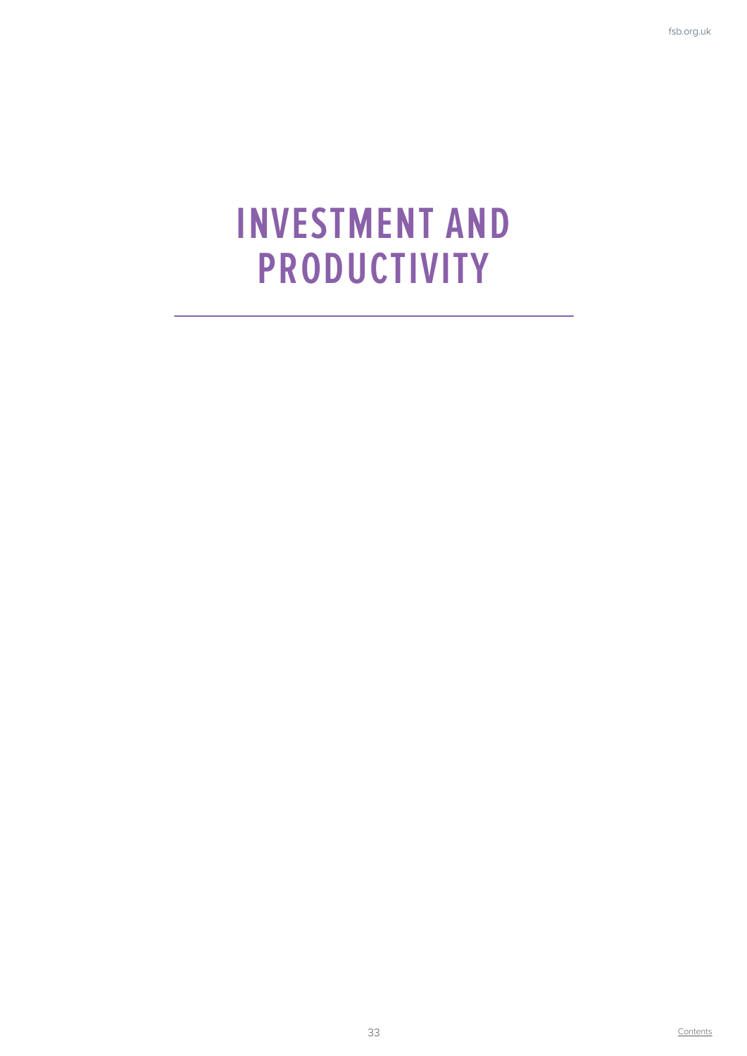# INVESTMENT AND PRODUCTIVITY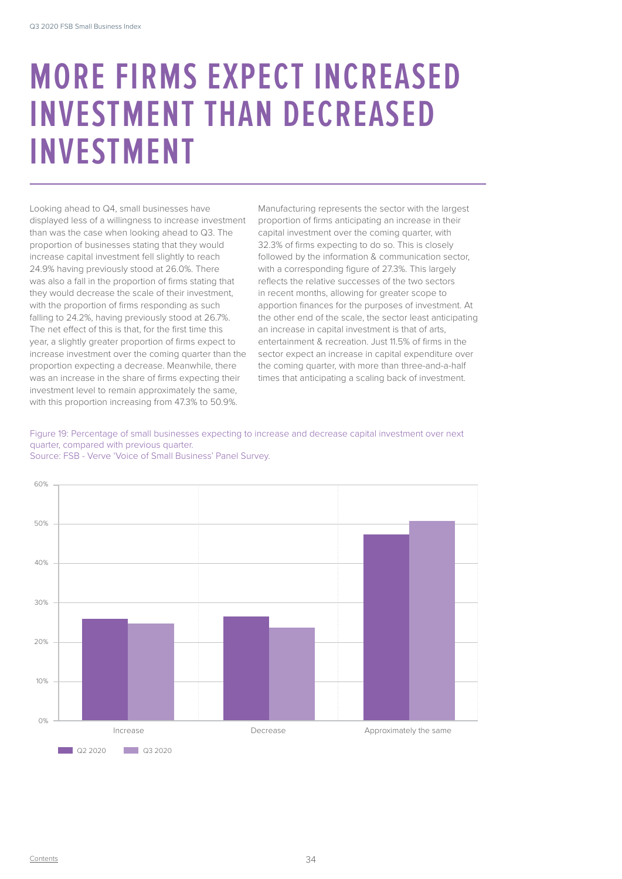# MORE FIRMS EXPECT INCREASED INVESTMENT THAN DECREASED INVESTMENT

Looking ahead to Q4, small businesses have displayed less of a willingness to increase investment than was the case when looking ahead to Q3. The proportion of businesses stating that they would increase capital investment fell slightly to reach 24.9% having previously stood at 26.0%. There was also a fall in the proportion of firms stating that they would decrease the scale of their investment, with the proportion of firms responding as such falling to 24.2%, having previously stood at 26.7%. The net effect of this is that, for the first time this year, a slightly greater proportion of firms expect to increase investment over the coming quarter than the proportion expecting a decrease. Meanwhile, there was an increase in the share of firms expecting their investment level to remain approximately the same, with this proportion increasing from 47.3% to 50.9%.

Manufacturing represents the sector with the largest proportion of firms anticipating an increase in their capital investment over the coming quarter, with 32.3% of firms expecting to do so. This is closely followed by the information & communication sector, with a corresponding figure of 27.3%. This largely reflects the relative successes of the two sectors in recent months, allowing for greater scope to apportion finances for the purposes of investment. At the other end of the scale, the sector least anticipating an increase in capital investment is that of arts, entertainment & recreation. Just 11.5% of firms in the sector expect an increase in capital expenditure over the coming quarter, with more than three-and-a-half times that anticipating a scaling back of investment.

Figure 19: Percentage of small businesses expecting to increase and decrease capital investment over next quarter, compared with previous quarter.
Source: FSB - Verve 'Voice of Small Business' Panel Survey.

60%
50%
40%
30%
20%
10%
0%

Increase
Decrease
Approximately the same

Q2 2020
Q3 2020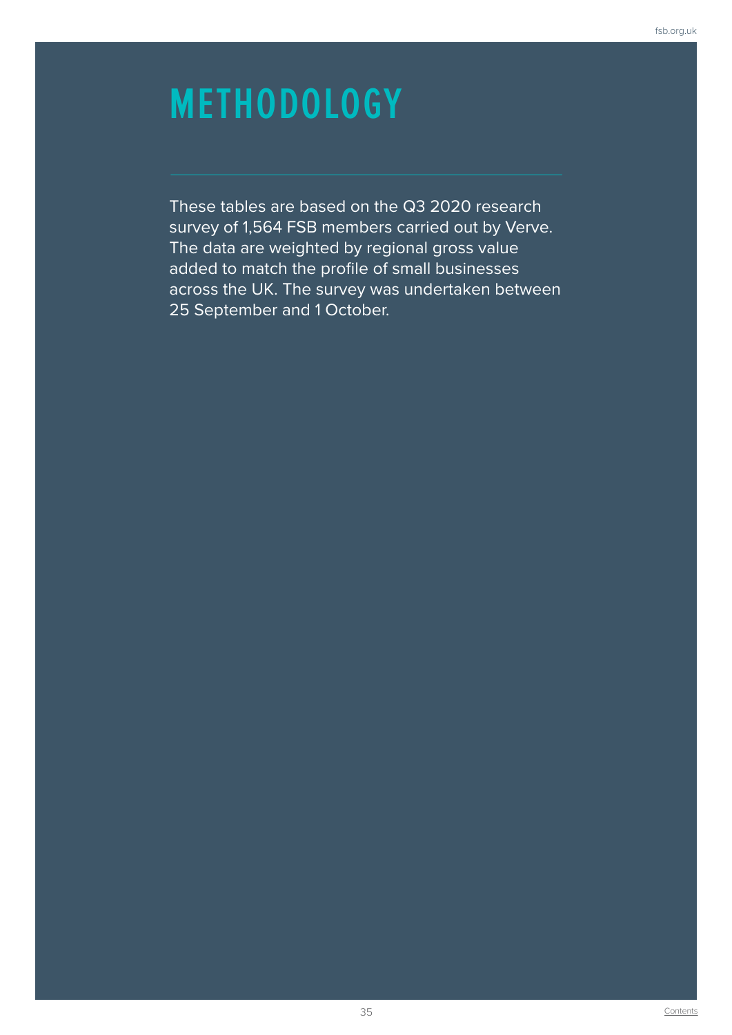# METHODOLOGY

These tables are based on the Q3 2020 research survey of 1,564 FSB members carried out by Verve. The data are weighted by regional gross value added to match the profile of small businesses across the UK. The survey was undertaken between 25 September and 1 October.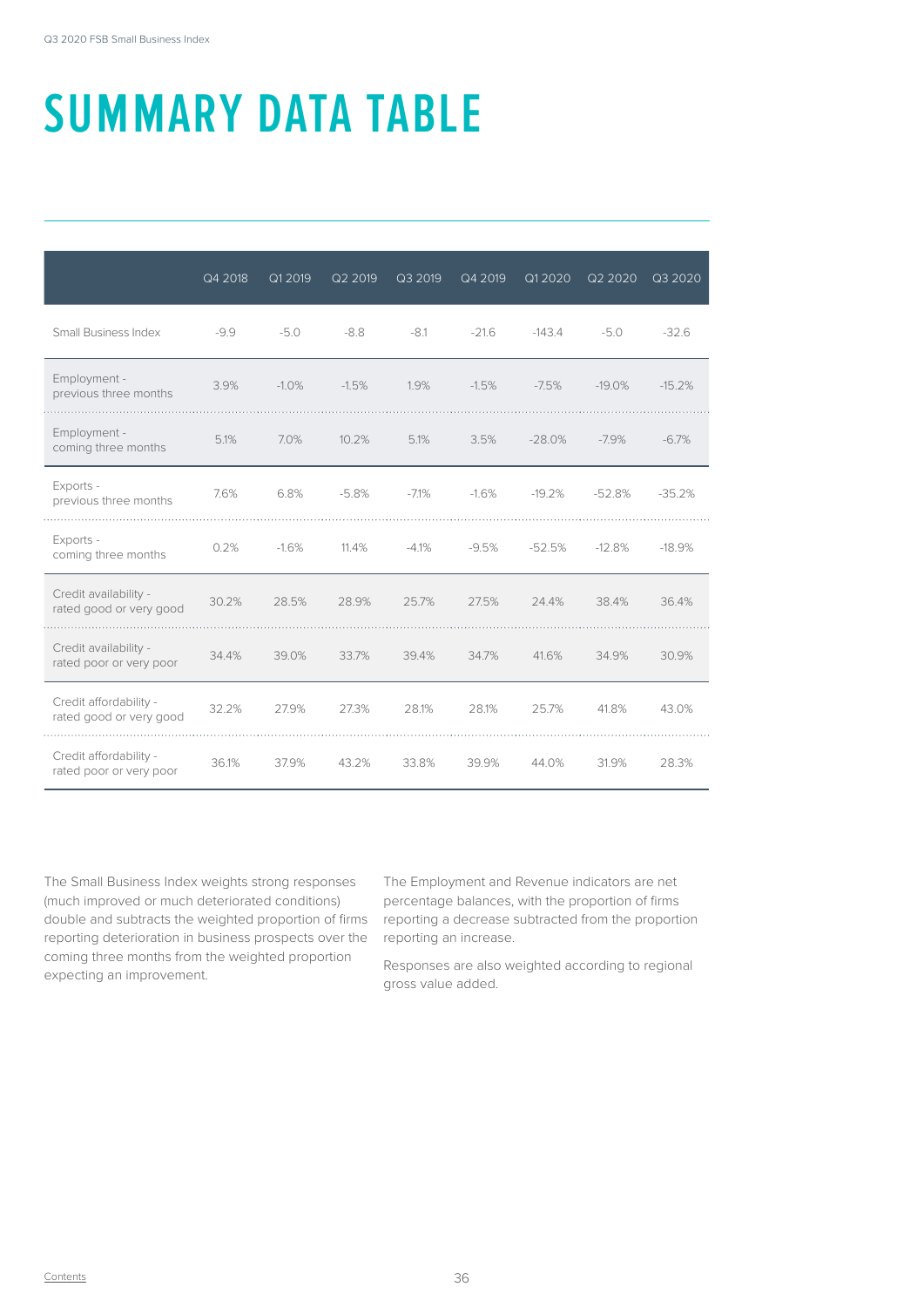# SUMMARY DATA TABLE

| | Q4 2018 | Q1 2019 | Q2 2019 | Q3 2019 | Q4 2019 | Q1 2020 | Q2 2020 | Q3 2020 |
|---|---|---|---|---|---|---|---|---|
| Small Business Index | -9.9 | -5.0 | -8.8 | -8.1 | -21.6 | -143.4 | -5.0 | -32.6 |
| Employment - previous three months | 3.9% | -1.0% | -1.5% | 1.9% | -1.5% | -7.5% | -19.0% | -15.2% |
| Employment - coming three months | 5.1% | 7.0% | 10.2% | 5.1% | 3.5% | -28.0% | -7.9% | -6.7% |
| Exports - previous three months | 7.6% | 6.8% | -5.8% | -7.1% | -1.6% | -19.2% | -52.8% | -35.2% |
| Exports - coming three months | 0.2% | -1.6% | 11.4% | -4.1% | -9.5% | -52.5% | -12.8% | -18.9% |
| Credit availability - rated good or very good | 30.2% | 28.5% | 28.9% | 25.7% | 27.5% | 24.4% | 38.4% | 36.4% |
| Credit availability - rated poor or very poor | 34.4% | 39.0% | 33.7% | 39.4% | 34.7% | 41.6% | 34.9% | 30.9% |
| Credit affordability - rated good or very good | 32.2% | 27.9% | 27.3% | 28.1% | 28.1% | 25.7% | 41.8% | 43.0% |
| Credit affordability - rated poor or very poor | 36.1% | 37.9% | 43.2% | 33.8% | 39.9% | 44.0% | 31.9% | 28.3% |

The Small Business Index weights strong responses (much improved or much deteriorated conditions) double and subtracts the weighted proportion of firms reporting deterioration in business prospects over the coming three months from the weighted proportion expecting an improvement.

The Employment and Revenue indicators are net percentage balances, with the proportion of firms reporting a decrease subtracted from the proportion reporting an increase.

Responses are also weighted according to regional gross value added.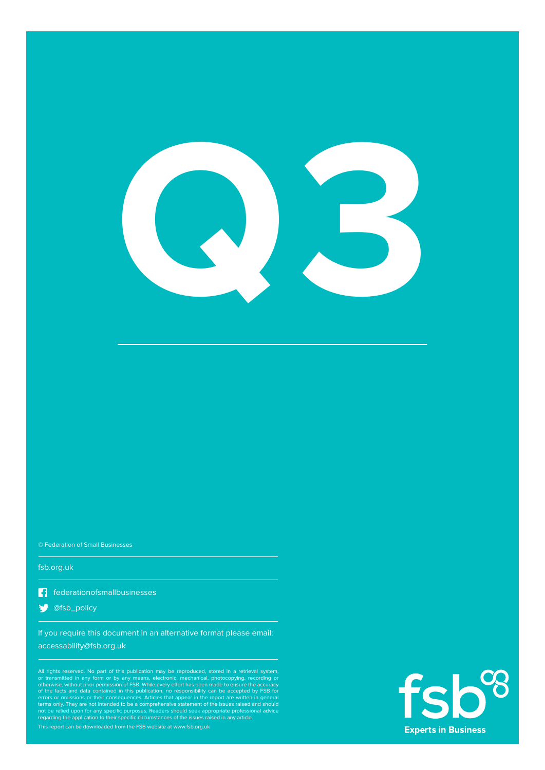# Q3

© Federation of Small Businesses

fsb.org.uk

federationofsmallbusinesses

@fsb_policy

If you require this document in an alternative format please email: accessability@fsb.org.uk

All rights reserved. No part of this publication may be reproduced, stored in a retrieval system, or transmitted in any form or by any means, electronic, mechanical, photocopying, recording or otherwise, without prior permission of FSB. While every effort has been made to ensure the accuracy of the facts and data contained in this publication, no responsibility can be accepted by FSB for errors or omissions or their consequences. Articles that appear in the report are written in general terms only. They are not intended to be a comprehensive statement of the issues raised and should not be relied upon for any specific purposes. Readers should seek appropriate professional advice regarding the application to their specific circumstances of the issues raised in any article.

This report can be downloaded from the FSB website at www.fsb.org.uk

fsb

Experts in Business